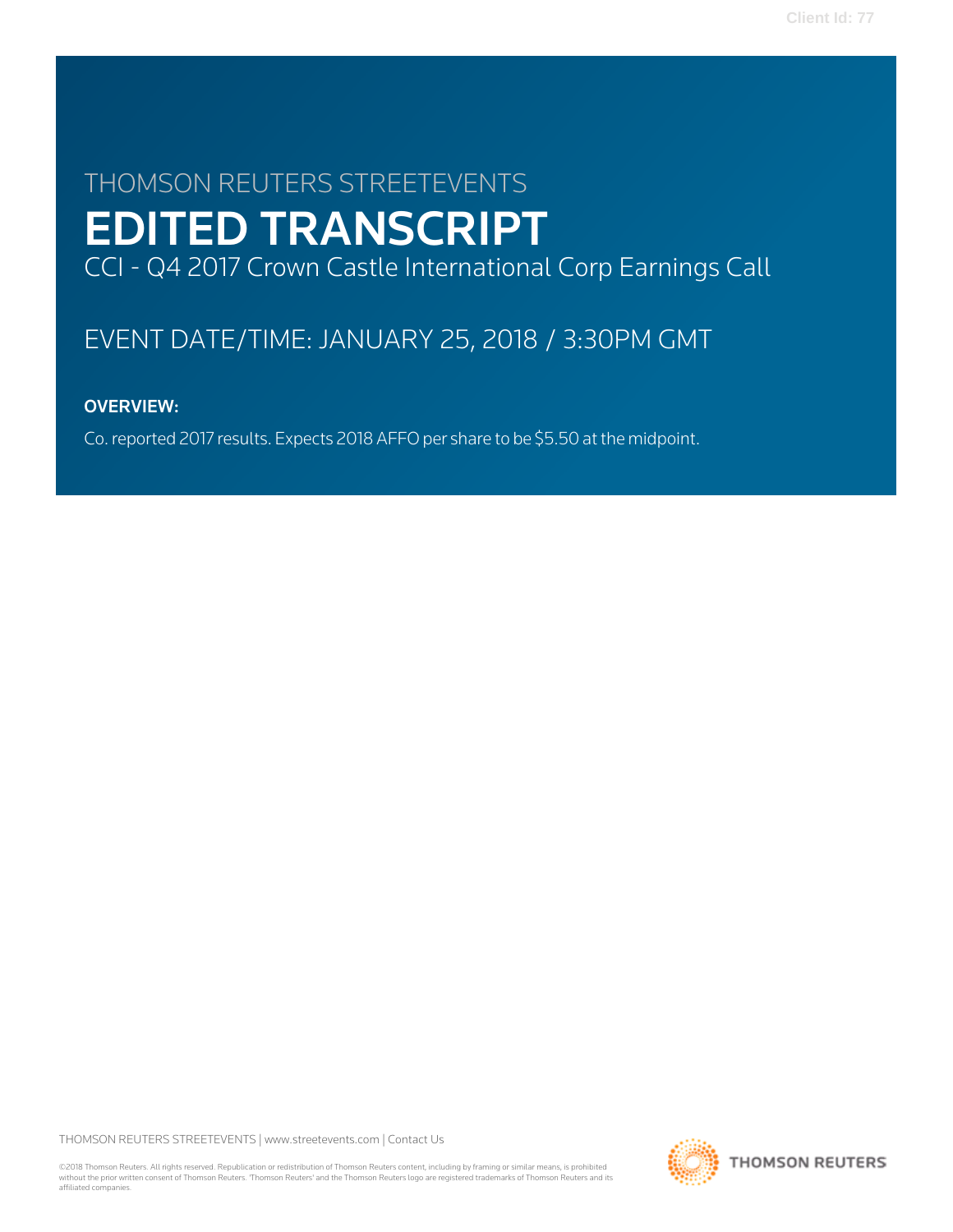THOMSON REUTERS STREETEVENTS

# EDITED TRANSCRIPT

CCI - Q4 2017 Crown Castle International Corp Earnings Call

EVENT DATE/TIME: JANUARY 25, 2018 / 3:30PM GMT

**OVERVIEW:**

Co. reported 2017 results. Expects 2018 AFFO per share to be $5.50 at the midpoint.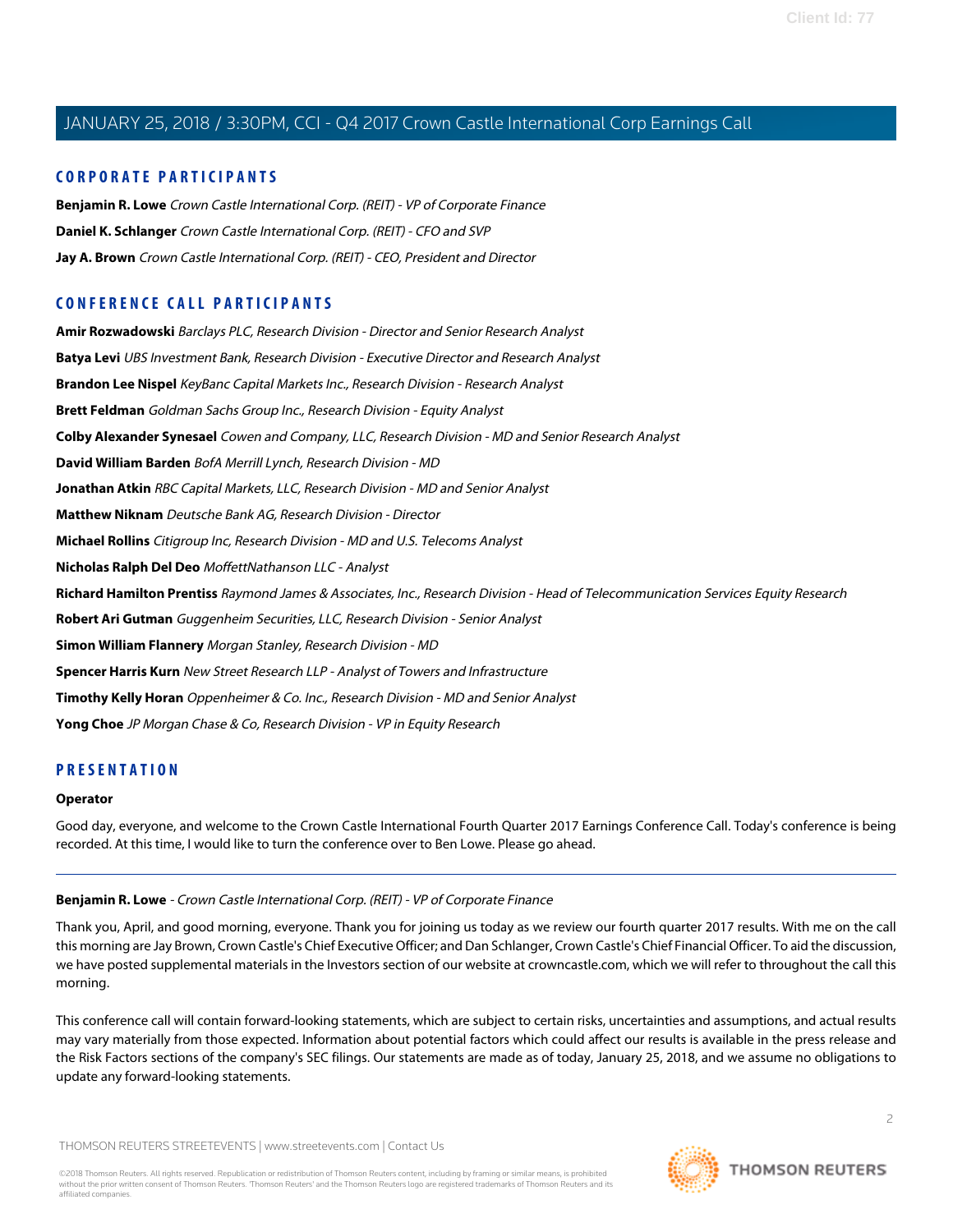# JANUARY 25, 2018 / 3:30PM, CCI - Q4 2017 Crown Castle International Corp Earnings Call

## CORPORATE PARTICIPANTS

**Benjamin R. Lowe** *Crown Castle International Corp. (REIT) - VP of Corporate Finance*

**Daniel K. Schlanger** *Crown Castle International Corp. (REIT) - CFO and SVP*

**Jay A. Brown** *Crown Castle International Corp. (REIT) - CEO, President and Director*

## CONFERENCE CALL PARTICIPANTS

**Amir Rozwadowski** *Barclays PLC, Research Division - Director and Senior Research Analyst*

**Batya Levi** *UBS Investment Bank, Research Division - Executive Director and Research Analyst*

**Brandon Lee Nispel** *KeyBanc Capital Markets Inc., Research Division - Research Analyst*

**Brett Feldman** *Goldman Sachs Group Inc., Research Division - Equity Analyst*

**Colby Alexander Synesael** *Cowen and Company, LLC, Research Division - MD and Senior Research Analyst*

**David William Barden** *BofA Merrill Lynch, Research Division - MD*

**Jonathan Atkin** *RBC Capital Markets, LLC, Research Division - MD and Senior Analyst*

**Matthew Niknam** *Deutsche Bank AG, Research Division - Director*

**Michael Rollins** *Citigroup Inc, Research Division - MD and U.S. Telecoms Analyst*

**Nicholas Ralph Del Deo** *MoffettNathanson LLC - Analyst*

**Richard Hamilton Prentiss** *Raymond James & Associates, Inc., Research Division - Head of Telecommunication Services Equity Research*

**Robert Ari Gutman** *Guggenheim Securities, LLC, Research Division - Senior Analyst*

**Simon William Flannery** *Morgan Stanley, Research Division - MD*

**Spencer Harris Kurn** *New Street Research LLP - Analyst of Towers and Infrastructure*

**Timothy Kelly Horan** *Oppenheimer & Co. Inc., Research Division - MD and Senior Analyst*

**Yong Choe** *JP Morgan Chase & Co, Research Division - VP in Equity Research*

## PRESENTATION

**Operator**

Good day, everyone, and welcome to the Crown Castle International Fourth Quarter 2017 Earnings Conference Call. Today's conference is being recorded. At this time, I would like to turn the conference over to Ben Lowe. Please go ahead.

---

**Benjamin R. Lowe** - *Crown Castle International Corp. (REIT) - VP of Corporate Finance*

Thank you, April, and good morning, everyone. Thank you for joining us today as we review our fourth quarter 2017 results. With me on the call this morning are Jay Brown, Crown Castle's Chief Executive Officer; and Dan Schlanger, Crown Castle's Chief Financial Officer. To aid the discussion, we have posted supplemental materials in the Investors section of our website at crowncastle.com, which we will refer to throughout the call this morning.

This conference call will contain forward-looking statements, which are subject to certain risks, uncertainties and assumptions, and actual results may vary materially from those expected. Information about potential factors which could affect our results is available in the press release and the Risk Factors sections of the company's SEC filings. Our statements are made as of today, January 25, 2018, and we assume no obligations to update any forward-looking statements.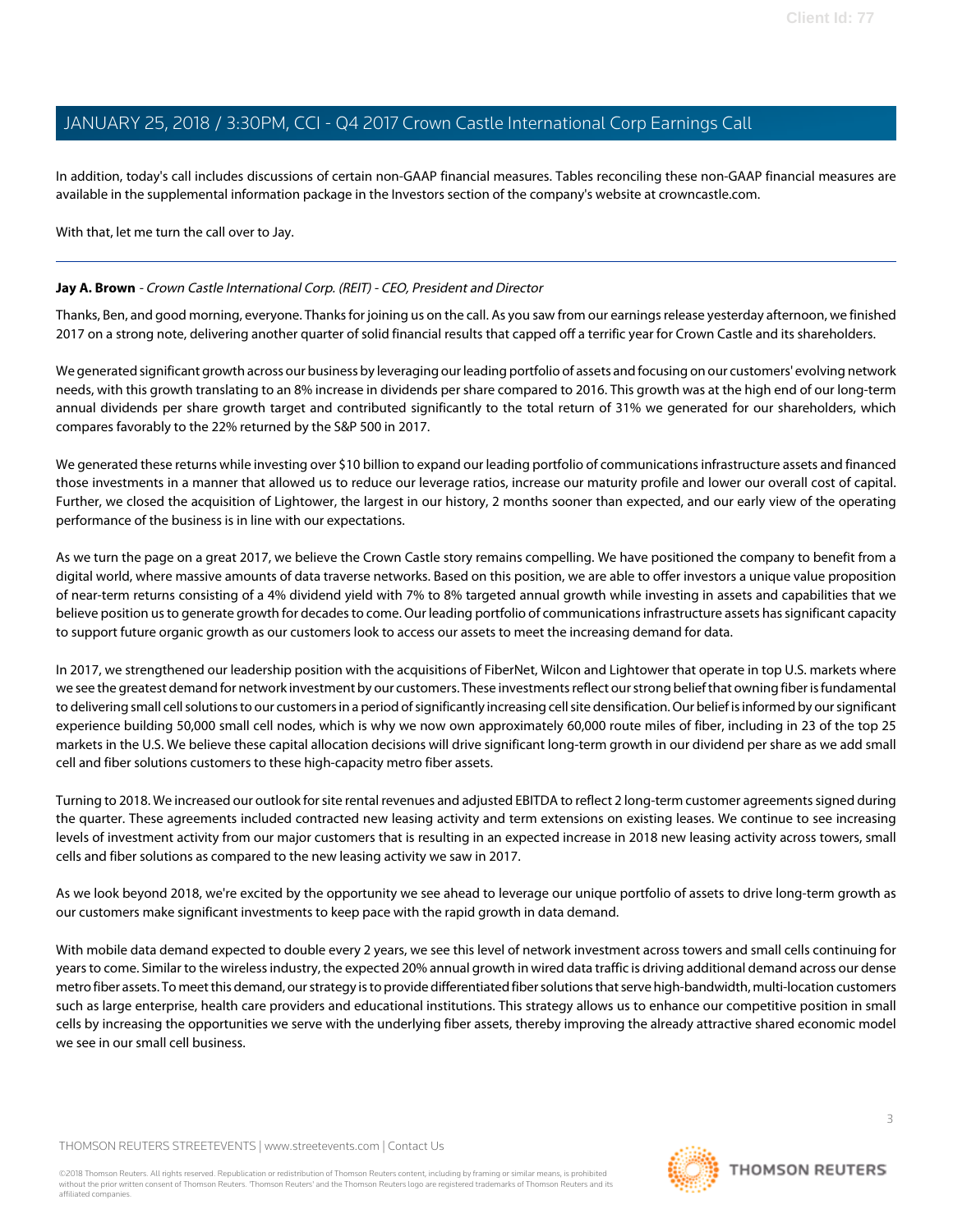In addition, today's call includes discussions of certain non-GAAP financial measures. Tables reconciling these non-GAAP financial measures are available in the supplemental information package in the Investors section of the company's website at crowncastle.com.

With that, let me turn the call over to Jay.

---

**Jay A. Brown** - *Crown Castle International Corp. (REIT) - CEO, President and Director*

Thanks, Ben, and good morning, everyone. Thanks for joining us on the call. As you saw from our earnings release yesterday afternoon, we finished 2017 on a strong note, delivering another quarter of solid financial results that capped off a terrific year for Crown Castle and its shareholders.

We generated significant growth across our business by leveraging our leading portfolio of assets and focusing on our customers' evolving network needs, with this growth translating to an 8% increase in dividends per share compared to 2016. This growth was at the high end of our long-term annual dividends per share growth target and contributed significantly to the total return of 31% we generated for our shareholders, which compares favorably to the 22% returned by the S&P 500 in 2017.

We generated these returns while investing over $10 billion to expand our leading portfolio of communications infrastructure assets and financed those investments in a manner that allowed us to reduce our leverage ratios, increase our maturity profile and lower our overall cost of capital. Further, we closed the acquisition of Lightower, the largest in our history, 2 months sooner than expected, and our early view of the operating performance of the business is in line with our expectations.

As we turn the page on a great 2017, we believe the Crown Castle story remains compelling. We have positioned the company to benefit from a digital world, where massive amounts of data traverse networks. Based on this position, we are able to offer investors a unique value proposition of near-term returns consisting of a 4% dividend yield with 7% to 8% targeted annual growth while investing in assets and capabilities that we believe position us to generate growth for decades to come. Our leading portfolio of communications infrastructure assets has significant capacity to support future organic growth as our customers look to access our assets to meet the increasing demand for data.

In 2017, we strengthened our leadership position with the acquisitions of FiberNet, Wilcon and Lightower that operate in top U.S. markets where we see the greatest demand for network investment by our customers. These investments reflect our strong belief that owning fiber is fundamental to delivering small cell solutions to our customers in a period of significantly increasing cell site densification. Our belief is informed by our significant experience building 50,000 small cell nodes, which is why we now own approximately 60,000 route miles of fiber, including in 23 of the top 25 markets in the U.S. We believe these capital allocation decisions will drive significant long-term growth in our dividend per share as we add small cell and fiber solutions customers to these high-capacity metro fiber assets.

Turning to 2018. We increased our outlook for site rental revenues and adjusted EBITDA to reflect 2 long-term customer agreements signed during the quarter. These agreements included contracted new leasing activity and term extensions on existing leases. We continue to see increasing levels of investment activity from our major customers that is resulting in an expected increase in 2018 new leasing activity across towers, small cells and fiber solutions as compared to the new leasing activity we saw in 2017.

As we look beyond 2018, we're excited by the opportunity we see ahead to leverage our unique portfolio of assets to drive long-term growth as our customers make significant investments to keep pace with the rapid growth in data demand.

With mobile data demand expected to double every 2 years, we see this level of network investment across towers and small cells continuing for years to come. Similar to the wireless industry, the expected 20% annual growth in wired data traffic is driving additional demand across our dense metro fiber assets. To meet this demand, our strategy is to provide differentiated fiber solutions that serve high-bandwidth, multi-location customers such as large enterprise, health care providers and educational institutions. This strategy allows us to enhance our competitive position in small cells by increasing the opportunities we serve with the underlying fiber assets, thereby improving the already attractive shared economic model we see in our small cell business.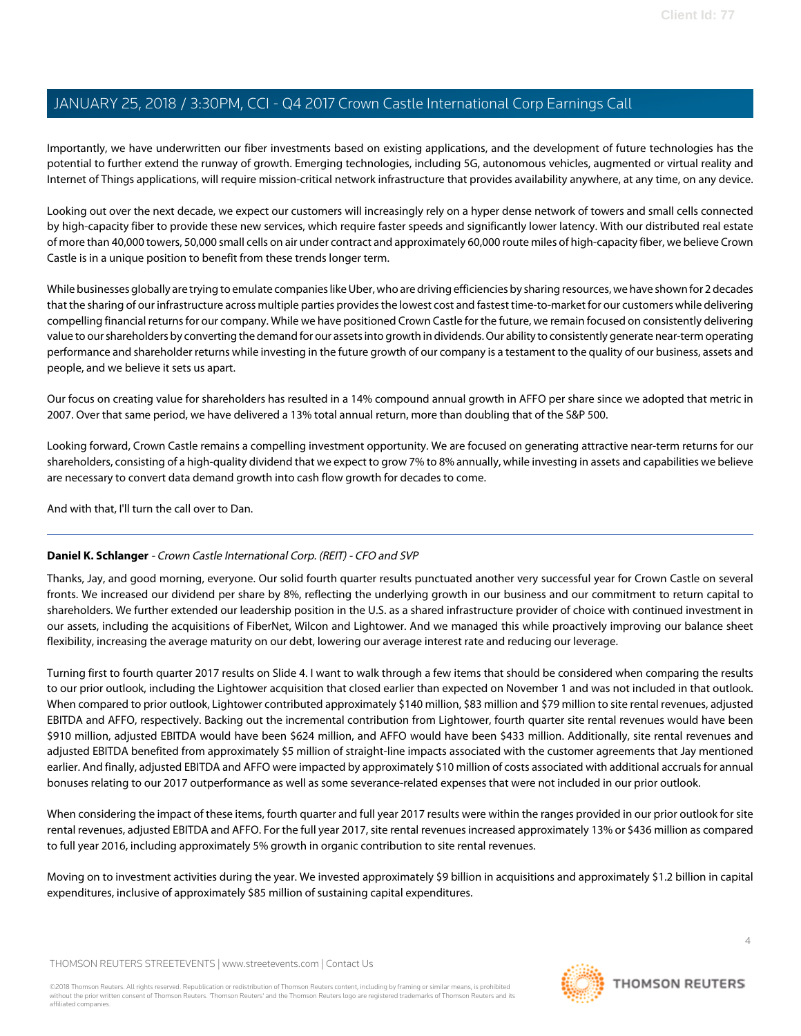Importantly, we have underwritten our fiber investments based on existing applications, and the development of future technologies has the potential to further extend the runway of growth. Emerging technologies, including 5G, autonomous vehicles, augmented or virtual reality and Internet of Things applications, will require mission-critical network infrastructure that provides availability anywhere, at any time, on any device.

Looking out over the next decade, we expect our customers will increasingly rely on a hyper dense network of towers and small cells connected by high-capacity fiber to provide these new services, which require faster speeds and significantly lower latency. With our distributed real estate of more than 40,000 towers, 50,000 small cells on air under contract and approximately 60,000 route miles of high-capacity fiber, we believe Crown Castle is in a unique position to benefit from these trends longer term.

While businesses globally are trying to emulate companies like Uber, who are driving efficiencies by sharing resources, we have shown for 2 decades that the sharing of our infrastructure across multiple parties provides the lowest cost and fastest time-to-market for our customers while delivering compelling financial returns for our company. While we have positioned Crown Castle for the future, we remain focused on consistently delivering value to our shareholders by converting the demand for our assets into growth in dividends. Our ability to consistently generate near-term operating performance and shareholder returns while investing in the future growth of our company is a testament to the quality of our business, assets and people, and we believe it sets us apart.

Our focus on creating value for shareholders has resulted in a 14% compound annual growth in AFFO per share since we adopted that metric in 2007. Over that same period, we have delivered a 13% total annual return, more than doubling that of the S&P 500.

Looking forward, Crown Castle remains a compelling investment opportunity. We are focused on generating attractive near-term returns for our shareholders, consisting of a high-quality dividend that we expect to grow 7% to 8% annually, while investing in assets and capabilities we believe are necessary to convert data demand growth into cash flow growth for decades to come.

And with that, I'll turn the call over to Dan.

---

**Daniel K. Schlanger** - *Crown Castle International Corp. (REIT) - CFO and SVP*

Thanks, Jay, and good morning, everyone. Our solid fourth quarter results punctuated another very successful year for Crown Castle on several fronts. We increased our dividend per share by 8%, reflecting the underlying growth in our business and our commitment to return capital to shareholders. We further extended our leadership position in the U.S. as a shared infrastructure provider of choice with continued investment in our assets, including the acquisitions of FiberNet, Wilcon and Lightower. And we managed this while proactively improving our balance sheet flexibility, increasing the average maturity on our debt, lowering our average interest rate and reducing our leverage.

Turning first to fourth quarter 2017 results on Slide 4. I want to walk through a few items that should be considered when comparing the results to our prior outlook, including the Lightower acquisition that closed earlier than expected on November 1 and was not included in that outlook. When compared to prior outlook, Lightower contributed approximately $140 million, $83 million and $79 million to site rental revenues, adjusted EBITDA and AFFO, respectively. Backing out the incremental contribution from Lightower, fourth quarter site rental revenues would have been $910 million, adjusted EBITDA would have been $624 million, and AFFO would have been $433 million. Additionally, site rental revenues and adjusted EBITDA benefited from approximately $5 million of straight-line impacts associated with the customer agreements that Jay mentioned earlier. And finally, adjusted EBITDA and AFFO were impacted by approximately $10 million of costs associated with additional accruals for annual bonuses relating to our 2017 outperformance as well as some severance-related expenses that were not included in our prior outlook.

When considering the impact of these items, fourth quarter and full year 2017 results were within the ranges provided in our prior outlook for site rental revenues, adjusted EBITDA and AFFO. For the full year 2017, site rental revenues increased approximately 13% or $436 million as compared to full year 2016, including approximately 5% growth in organic contribution to site rental revenues.

Moving on to investment activities during the year. We invested approximately $9 billion in acquisitions and approximately $1.2 billion in capital expenditures, inclusive of approximately $85 million of sustaining capital expenditures.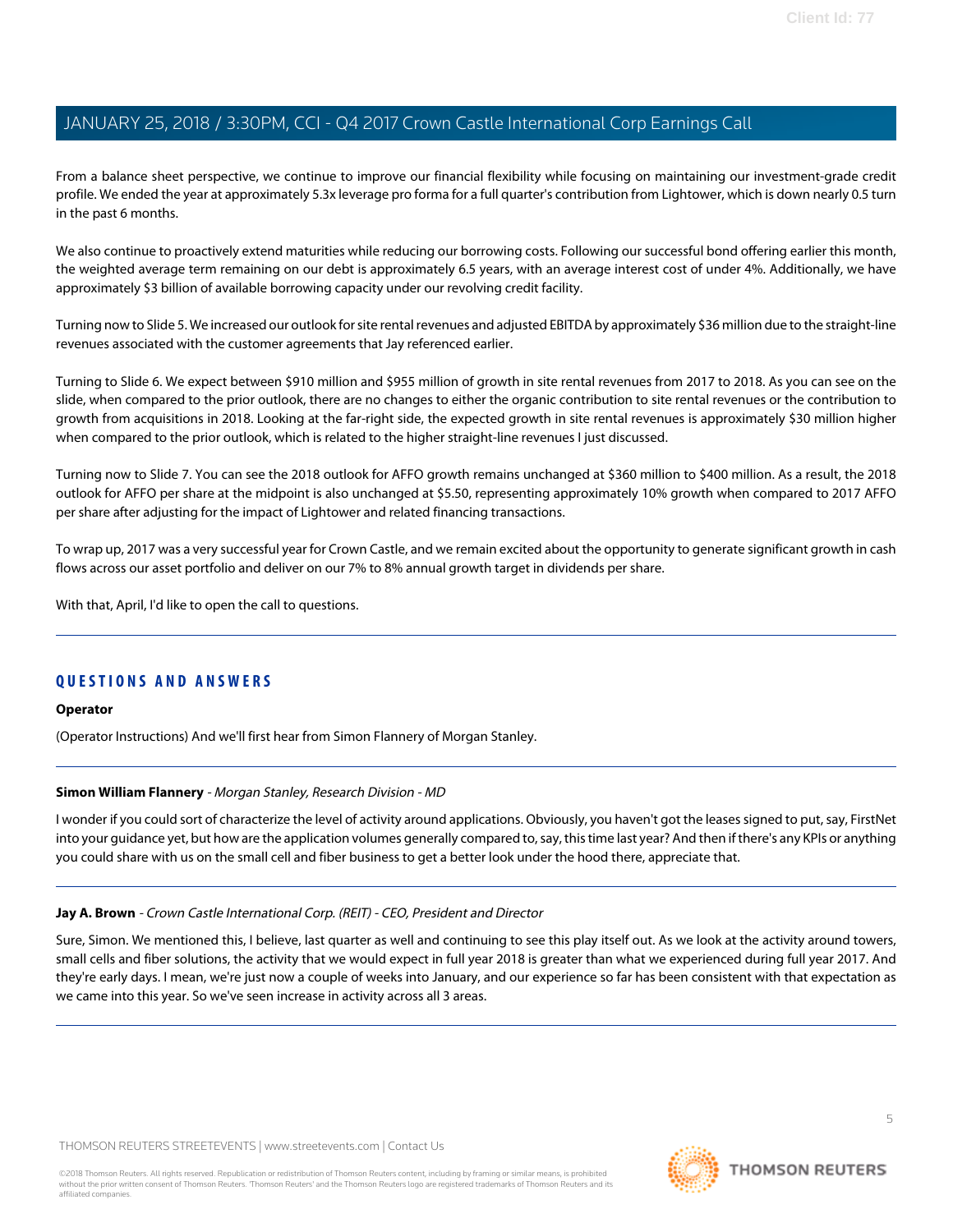From a balance sheet perspective, we continue to improve our financial flexibility while focusing on maintaining our investment-grade credit profile. We ended the year at approximately 5.3x leverage pro forma for a full quarter's contribution from Lightower, which is down nearly 0.5 turn in the past 6 months.

We also continue to proactively extend maturities while reducing our borrowing costs. Following our successful bond offering earlier this month, the weighted average term remaining on our debt is approximately 6.5 years, with an average interest cost of under 4%. Additionally, we have approximately $3 billion of available borrowing capacity under our revolving credit facility.

Turning now to Slide 5. We increased our outlook for site rental revenues and adjusted EBITDA by approximately $36 million due to the straight-line revenues associated with the customer agreements that Jay referenced earlier.

Turning to Slide 6. We expect between $910 million and $955 million of growth in site rental revenues from 2017 to 2018. As you can see on the slide, when compared to the prior outlook, there are no changes to either the organic contribution to site rental revenues or the contribution to growth from acquisitions in 2018. Looking at the far-right side, the expected growth in site rental revenues is approximately $30 million higher when compared to the prior outlook, which is related to the higher straight-line revenues I just discussed.

Turning now to Slide 7. You can see the 2018 outlook for AFFO growth remains unchanged at $360 million to $400 million. As a result, the 2018 outlook for AFFO per share at the midpoint is also unchanged at $5.50, representing approximately 10% growth when compared to 2017 AFFO per share after adjusting for the impact of Lightower and related financing transactions.

To wrap up, 2017 was a very successful year for Crown Castle, and we remain excited about the opportunity to generate significant growth in cash flows across our asset portfolio and deliver on our 7% to 8% annual growth target in dividends per share.

With that, April, I'd like to open the call to questions.

## QUESTIONS AND ANSWERS

**Operator**

(Operator Instructions) And we'll first hear from Simon Flannery of Morgan Stanley.

**Simon William Flannery** - *Morgan Stanley, Research Division - MD*

I wonder if you could sort of characterize the level of activity around applications. Obviously, you haven't got the leases signed to put, say, FirstNet into your guidance yet, but how are the application volumes generally compared to, say, this time last year? And then if there's any KPIs or anything you could share with us on the small cell and fiber business to get a better look under the hood there, appreciate that.

**Jay A. Brown** - *Crown Castle International Corp. (REIT) - CEO, President and Director*

Sure, Simon. We mentioned this, I believe, last quarter as well and continuing to see this play itself out. As we look at the activity around towers, small cells and fiber solutions, the activity that we would expect in full year 2018 is greater than what we experienced during full year 2017. And they're early days. I mean, we're just now a couple of weeks into January, and our experience so far has been consistent with that expectation as we came into this year. So we've seen increase in activity across all 3 areas.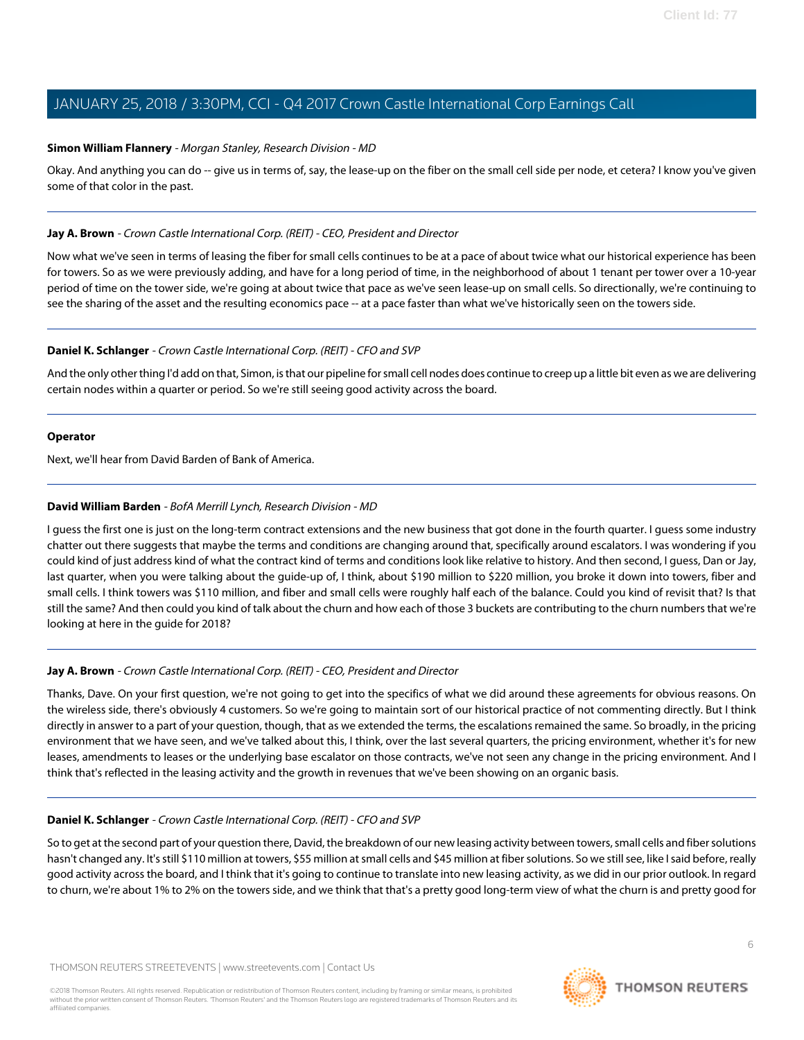**Simon William Flannery** - *Morgan Stanley, Research Division - MD*

Okay. And anything you can do -- give us in terms of, say, the lease-up on the fiber on the small cell side per node, et cetera? I know you've given some of that color in the past.

---

**Jay A. Brown** - *Crown Castle International Corp. (REIT) - CEO, President and Director*

Now what we've seen in terms of leasing the fiber for small cells continues to be at a pace of about twice what our historical experience has been for towers. So as we were previously adding, and have for a long period of time, in the neighborhood of about 1 tenant per tower over a 10-year period of time on the tower side, we're going at about twice that pace as we've seen lease-up on small cells. So directionally, we're continuing to see the sharing of the asset and the resulting economics pace -- at a pace faster than what we've historically seen on the towers side.

---

**Daniel K. Schlanger** - *Crown Castle International Corp. (REIT) - CFO and SVP*

And the only other thing I'd add on that, Simon, is that our pipeline for small cell nodes does continue to creep up a little bit even as we are delivering certain nodes within a quarter or period. So we're still seeing good activity across the board.

---

**Operator**

Next, we'll hear from David Barden of Bank of America.

---

**David William Barden** - *BofA Merrill Lynch, Research Division - MD*

I guess the first one is just on the long-term contract extensions and the new business that got done in the fourth quarter. I guess some industry chatter out there suggests that maybe the terms and conditions are changing around that, specifically around escalators. I was wondering if you could kind of just address kind of what the contract kind of terms and conditions look like relative to history. And then second, I guess, Dan or Jay, last quarter, when you were talking about the guide-up of, I think, about $190 million to $220 million, you broke it down into towers, fiber and small cells. I think towers was $110 million, and fiber and small cells were roughly half each of the balance. Could you kind of revisit that? Is that still the same? And then could you kind of talk about the churn and how each of those 3 buckets are contributing to the churn numbers that we're looking at here in the guide for 2018?

---

**Jay A. Brown** - *Crown Castle International Corp. (REIT) - CEO, President and Director*

Thanks, Dave. On your first question, we're not going to get into the specifics of what we did around these agreements for obvious reasons. On the wireless side, there's obviously 4 customers. So we're going to maintain sort of our historical practice of not commenting directly. But I think directly in answer to a part of your question, though, that as we extended the terms, the escalations remained the same. So broadly, in the pricing environment that we have seen, and we've talked about this, I think, over the last several quarters, the pricing environment, whether it's for new leases, amendments to leases or the underlying base escalator on those contracts, we've not seen any change in the pricing environment. And I think that's reflected in the leasing activity and the growth in revenues that we've been showing on an organic basis.

---

**Daniel K. Schlanger** - *Crown Castle International Corp. (REIT) - CFO and SVP*

So to get at the second part of your question there, David, the breakdown of our new leasing activity between towers, small cells and fiber solutions hasn't changed any. It's still $110 million at towers, $55 million at small cells and $45 million at fiber solutions. So we still see, like I said before, really good activity across the board, and I think that it's going to continue to translate into new leasing activity, as we did in our prior outlook. In regard to churn, we're about 1% to 2% on the towers side, and we think that that's a pretty good long-term view of what the churn is and pretty good for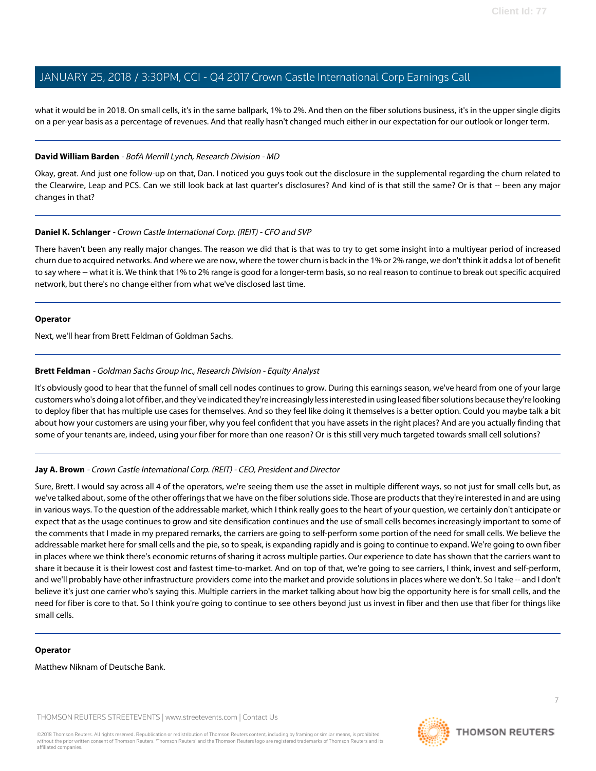what it would be in 2018. On small cells, it's in the same ballpark, 1% to 2%. And then on the fiber solutions business, it's in the upper single digits on a per-year basis as a percentage of revenues. And that really hasn't changed much either in our expectation for our outlook or longer term.

---

**David William Barden** - *BofA Merrill Lynch, Research Division - MD*

Okay, great. And just one follow-up on that, Dan. I noticed you guys took out the disclosure in the supplemental regarding the churn related to the Clearwire, Leap and PCS. Can we still look back at last quarter's disclosures? And kind of is that still the same? Or is that -- been any major changes in that?

---

**Daniel K. Schlanger** - *Crown Castle International Corp. (REIT) - CFO and SVP*

There haven't been any really major changes. The reason we did that is that was to try to get some insight into a multiyear period of increased churn due to acquired networks. And where we are now, where the tower churn is back in the 1% or 2% range, we don't think it adds a lot of benefit to say where -- what it is. We think that 1% to 2% range is good for a longer-term basis, so no real reason to continue to break out specific acquired network, but there's no change either from what we've disclosed last time.

---

**Operator**

Next, we'll hear from Brett Feldman of Goldman Sachs.

---

**Brett Feldman** - *Goldman Sachs Group Inc., Research Division - Equity Analyst*

It's obviously good to hear that the funnel of small cell nodes continues to grow. During this earnings season, we've heard from one of your large customers who's doing a lot of fiber, and they've indicated they're increasingly less interested in using leased fiber solutions because they're looking to deploy fiber that has multiple use cases for themselves. And so they feel like doing it themselves is a better option. Could you maybe talk a bit about how your customers are using your fiber, why you feel confident that you have assets in the right places? And are you actually finding that some of your tenants are, indeed, using your fiber for more than one reason? Or is this still very much targeted towards small cell solutions?

---

**Jay A. Brown** - *Crown Castle International Corp. (REIT) - CEO, President and Director*

Sure, Brett. I would say across all 4 of the operators, we're seeing them use the asset in multiple different ways, so not just for small cells but, as we've talked about, some of the other offerings that we have on the fiber solutions side. Those are products that they're interested in and are using in various ways. To the question of the addressable market, which I think really goes to the heart of your question, we certainly don't anticipate or expect that as the usage continues to grow and site densification continues and the use of small cells becomes increasingly important to some of the comments that I made in my prepared remarks, the carriers are going to self-perform some portion of the need for small cells. We believe the addressable market here for small cells and the pie, so to speak, is expanding rapidly and is going to continue to expand. We're going to own fiber in places where we think there's economic returns of sharing it across multiple parties. Our experience to date has shown that the carriers want to share it because it is their lowest cost and fastest time-to-market. And on top of that, we're going to see carriers, I think, invest and self-perform, and we'll probably have other infrastructure providers come into the market and provide solutions in places where we don't. So I take -- and I don't believe it's just one carrier who's saying this. Multiple carriers in the market talking about how big the opportunity here is for small cells, and the need for fiber is core to that. So I think you're going to continue to see others beyond just us invest in fiber and then use that fiber for things like small cells.

---

**Operator**

Matthew Niknam of Deutsche Bank.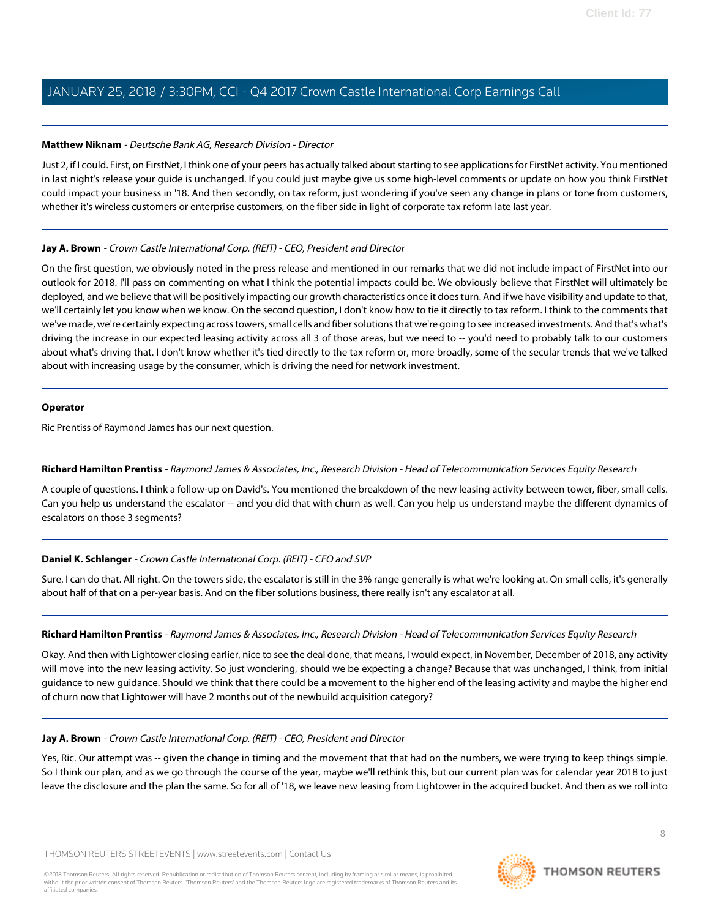**Matthew Niknam** - *Deutsche Bank AG, Research Division - Director*

Just 2, if I could. First, on FirstNet, I think one of your peers has actually talked about starting to see applications for FirstNet activity. You mentioned in last night's release your guide is unchanged. If you could just maybe give us some high-level comments or update on how you think FirstNet could impact your business in '18. And then secondly, on tax reform, just wondering if you've seen any change in plans or tone from customers, whether it's wireless customers or enterprise customers, on the fiber side in light of corporate tax reform late last year.

**Jay A. Brown** - *Crown Castle International Corp. (REIT) - CEO, President and Director*

On the first question, we obviously noted in the press release and mentioned in our remarks that we did not include impact of FirstNet into our outlook for 2018. I'll pass on commenting on what I think the potential impacts could be. We obviously believe that FirstNet will ultimately be deployed, and we believe that will be positively impacting our growth characteristics once it does turn. And if we have visibility and update to that, we'll certainly let you know when we know. On the second question, I don't know how to tie it directly to tax reform. I think to the comments that we've made, we're certainly expecting across towers, small cells and fiber solutions that we're going to see increased investments. And that's what's driving the increase in our expected leasing activity across all 3 of those areas, but we need to -- you'd need to probably talk to our customers about what's driving that. I don't know whether it's tied directly to the tax reform or, more broadly, some of the secular trends that we've talked about with increasing usage by the consumer, which is driving the need for network investment.

**Operator**

Ric Prentiss of Raymond James has our next question.

**Richard Hamilton Prentiss** - *Raymond James & Associates, Inc., Research Division - Head of Telecommunication Services Equity Research*

A couple of questions. I think a follow-up on David's. You mentioned the breakdown of the new leasing activity between tower, fiber, small cells. Can you help us understand the escalator -- and you did that with churn as well. Can you help us understand maybe the different dynamics of escalators on those 3 segments?

**Daniel K. Schlanger** - *Crown Castle International Corp. (REIT) - CFO and SVP*

Sure. I can do that. All right. On the towers side, the escalator is still in the 3% range generally is what we're looking at. On small cells, it's generally about half of that on a per-year basis. And on the fiber solutions business, there really isn't any escalator at all.

**Richard Hamilton Prentiss** - *Raymond James & Associates, Inc., Research Division - Head of Telecommunication Services Equity Research*

Okay. And then with Lightower closing earlier, nice to see the deal done, that means, I would expect, in November, December of 2018, any activity will move into the new leasing activity. So just wondering, should we be expecting a change? Because that was unchanged, I think, from initial guidance to new guidance. Should we think that there could be a movement to the higher end of the leasing activity and maybe the higher end of churn now that Lightower will have 2 months out of the newbuild acquisition category?

**Jay A. Brown** - *Crown Castle International Corp. (REIT) - CEO, President and Director*

Yes, Ric. Our attempt was -- given the change in timing and the movement that that had on the numbers, we were trying to keep things simple. So I think our plan, and as we go through the course of the year, maybe we'll rethink this, but our current plan was for calendar year 2018 to just leave the disclosure and the plan the same. So for all of '18, we leave new leasing from Lightower in the acquired bucket. And then as we roll into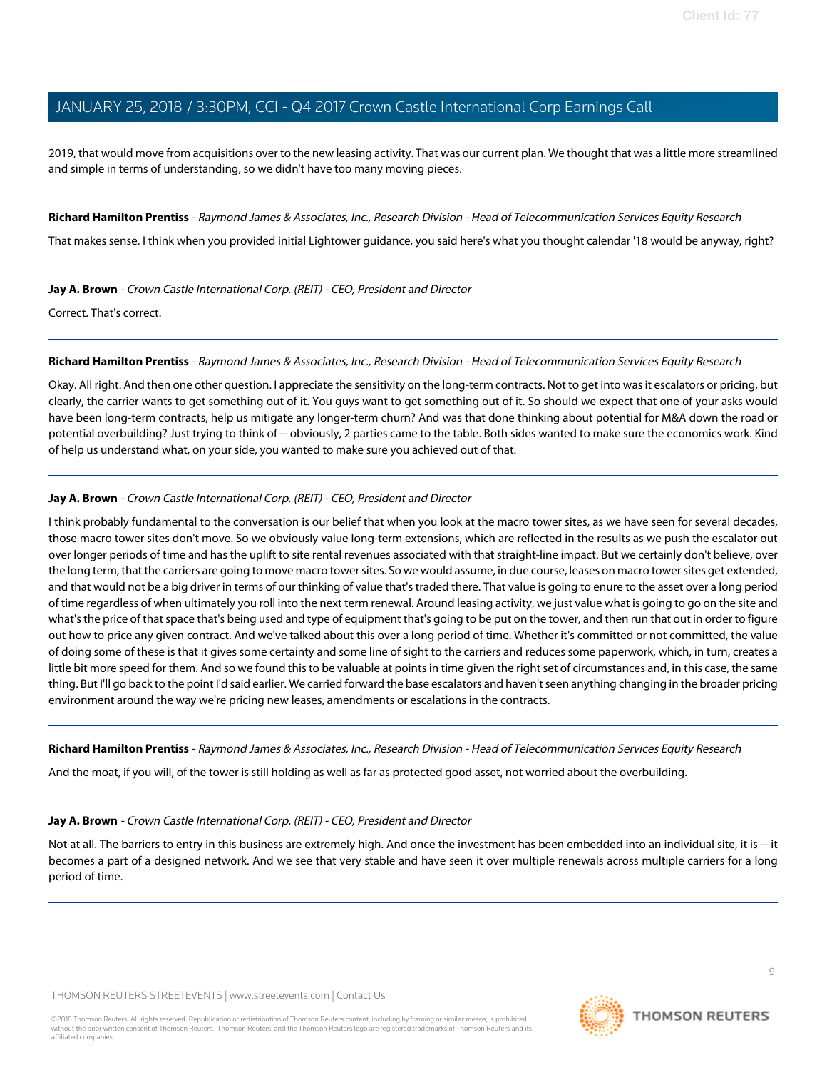2019, that would move from acquisitions over to the new leasing activity. That was our current plan. We thought that was a little more streamlined and simple in terms of understanding, so we didn't have too many moving pieces.

---

**Richard Hamilton Prentiss** - *Raymond James & Associates, Inc., Research Division - Head of Telecommunication Services Equity Research*

That makes sense. I think when you provided initial Lightower guidance, you said here's what you thought calendar '18 would be anyway, right?

---

**Jay A. Brown** - *Crown Castle International Corp. (REIT) - CEO, President and Director*

Correct. That's correct.

---

**Richard Hamilton Prentiss** - *Raymond James & Associates, Inc., Research Division - Head of Telecommunication Services Equity Research*

Okay. All right. And then one other question. I appreciate the sensitivity on the long-term contracts. Not to get into was it escalators or pricing, but clearly, the carrier wants to get something out of it. You guys want to get something out of it. So should we expect that one of your asks would have been long-term contracts, help us mitigate any longer-term churn? And was that done thinking about potential for M&A down the road or potential overbuilding? Just trying to think of -- obviously, 2 parties came to the table. Both sides wanted to make sure the economics work. Kind of help us understand what, on your side, you wanted to make sure you achieved out of that.

---

**Jay A. Brown** - *Crown Castle International Corp. (REIT) - CEO, President and Director*

I think probably fundamental to the conversation is our belief that when you look at the macro tower sites, as we have seen for several decades, those macro tower sites don't move. So we obviously value long-term extensions, which are reflected in the results as we push the escalator out over longer periods of time and has the uplift to site rental revenues associated with that straight-line impact. But we certainly don't believe, over the long term, that the carriers are going to move macro tower sites. So we would assume, in due course, leases on macro tower sites get extended, and that would not be a big driver in terms of our thinking of value that's traded there. That value is going to enure to the asset over a long period of time regardless of when ultimately you roll into the next term renewal. Around leasing activity, we just value what is going to go on the site and what's the price of that space that's being used and type of equipment that's going to be put on the tower, and then run that out in order to figure out how to price any given contract. And we've talked about this over a long period of time. Whether it's committed or not committed, the value of doing some of these is that it gives some certainty and some line of sight to the carriers and reduces some paperwork, which, in turn, creates a little bit more speed for them. And so we found this to be valuable at points in time given the right set of circumstances and, in this case, the same thing. But I'll go back to the point I'd said earlier. We carried forward the base escalators and haven't seen anything changing in the broader pricing environment around the way we're pricing new leases, amendments or escalations in the contracts.

---

**Richard Hamilton Prentiss** - *Raymond James & Associates, Inc., Research Division - Head of Telecommunication Services Equity Research*

And the moat, if you will, of the tower is still holding as well as far as protected good asset, not worried about the overbuilding.

---

**Jay A. Brown** - *Crown Castle International Corp. (REIT) - CEO, President and Director*

Not at all. The barriers to entry in this business are extremely high. And once the investment has been embedded into an individual site, it is -- it becomes a part of a designed network. And we see that very stable and have seen it over multiple renewals across multiple carriers for a long period of time.

---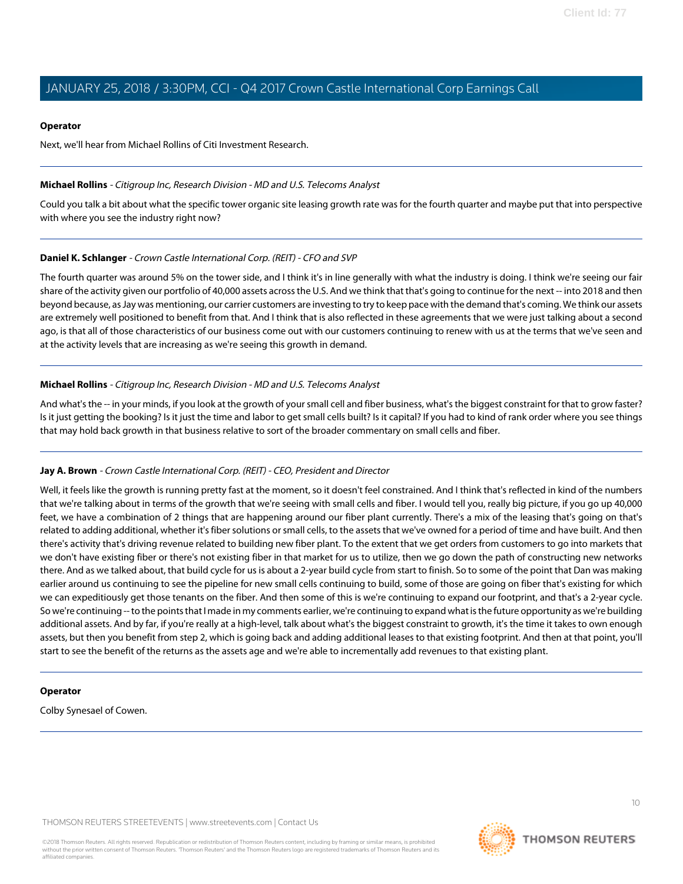**Operator**

Next, we'll hear from Michael Rollins of Citi Investment Research.

---

**Michael Rollins** - *Citigroup Inc, Research Division - MD and U.S. Telecoms Analyst*

Could you talk a bit about what the specific tower organic site leasing growth rate was for the fourth quarter and maybe put that into perspective with where you see the industry right now?

---

**Daniel K. Schlanger** - *Crown Castle International Corp. (REIT) - CFO and SVP*

The fourth quarter was around 5% on the tower side, and I think it's in line generally with what the industry is doing. I think we're seeing our fair share of the activity given our portfolio of 40,000 assets across the U.S. And we think that that's going to continue for the next -- into 2018 and then beyond because, as Jay was mentioning, our carrier customers are investing to try to keep pace with the demand that's coming. We think our assets are extremely well positioned to benefit from that. And I think that is also reflected in these agreements that we were just talking about a second ago, is that all of those characteristics of our business come out with our customers continuing to renew with us at the terms that we've seen and at the activity levels that are increasing as we're seeing this growth in demand.

---

**Michael Rollins** - *Citigroup Inc, Research Division - MD and U.S. Telecoms Analyst*

And what's the -- in your minds, if you look at the growth of your small cell and fiber business, what's the biggest constraint for that to grow faster? Is it just getting the booking? Is it just the time and labor to get small cells built? Is it capital? If you had to kind of rank order where you see things that may hold back growth in that business relative to sort of the broader commentary on small cells and fiber.

---

**Jay A. Brown** - *Crown Castle International Corp. (REIT) - CEO, President and Director*

Well, it feels like the growth is running pretty fast at the moment, so it doesn't feel constrained. And I think that's reflected in kind of the numbers that we're talking about in terms of the growth that we're seeing with small cells and fiber. I would tell you, really big picture, if you go up 40,000 feet, we have a combination of 2 things that are happening around our fiber plant currently. There's a mix of the leasing that's going on that's related to adding additional, whether it's fiber solutions or small cells, to the assets that we've owned for a period of time and have built. And then there's activity that's driving revenue related to building new fiber plant. To the extent that we get orders from customers to go into markets that we don't have existing fiber or there's not existing fiber in that market for us to utilize, then we go down the path of constructing new networks there. And as we talked about, that build cycle for us is about a 2-year build cycle from start to finish. So to some of the point that Dan was making earlier around us continuing to see the pipeline for new small cells continuing to build, some of those are going on fiber that's existing for which we can expeditiously get those tenants on the fiber. And then some of this is we're continuing to expand our footprint, and that's a 2-year cycle. So we're continuing -- to the points that I made in my comments earlier, we're continuing to expand what is the future opportunity as we're building additional assets. And by far, if you're really at a high-level, talk about what's the biggest constraint to growth, it's the time it takes to own enough assets, but then you benefit from step 2, which is going back and adding additional leases to that existing footprint. And then at that point, you'll start to see the benefit of the returns as the assets age and we're able to incrementally add revenues to that existing plant.

---

**Operator**

Colby Synesael of Cowen.

---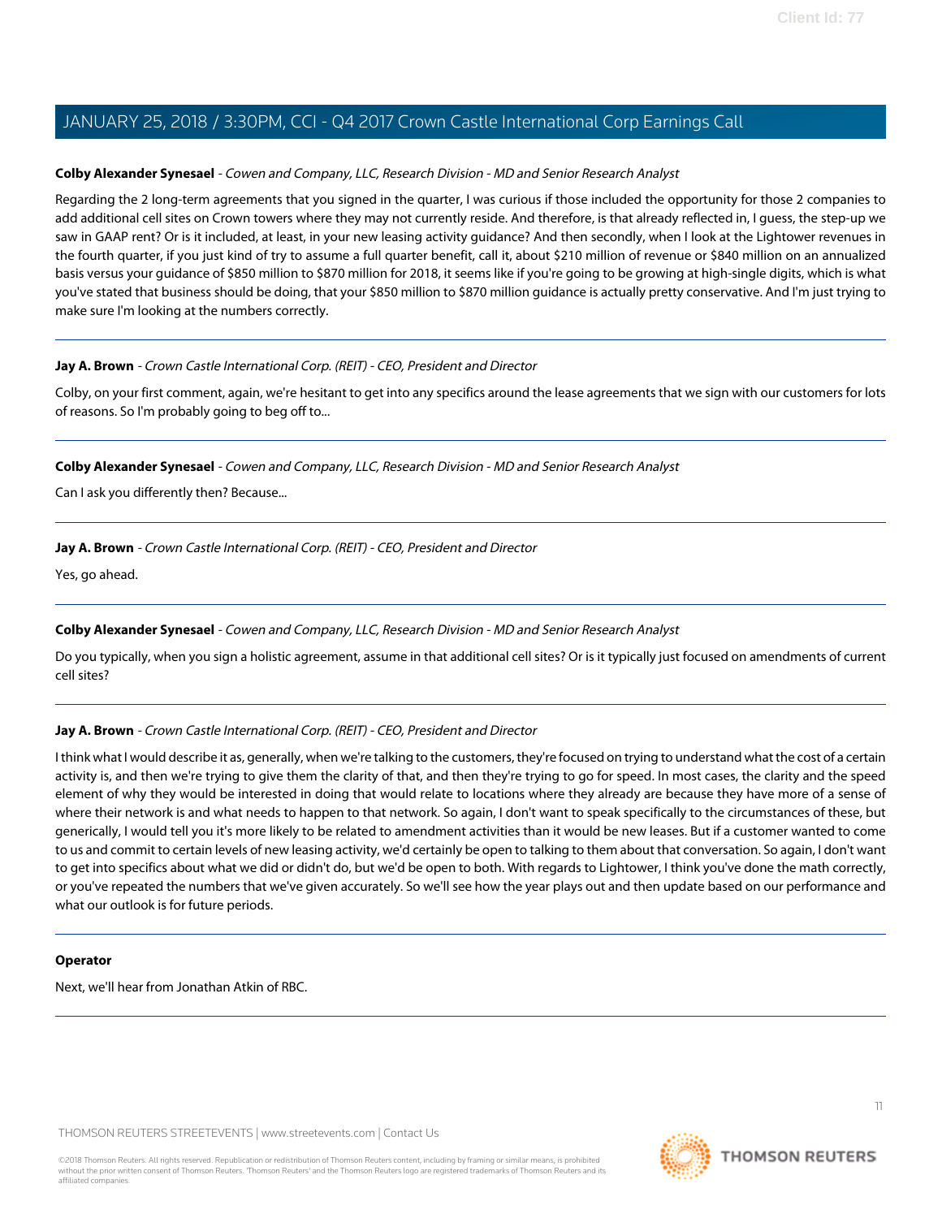**Colby Alexander Synesael** - *Cowen and Company, LLC, Research Division - MD and Senior Research Analyst*

Regarding the 2 long-term agreements that you signed in the quarter, I was curious if those included the opportunity for those 2 companies to add additional cell sites on Crown towers where they may not currently reside. And therefore, is that already reflected in, I guess, the step-up we saw in GAAP rent? Or is it included, at least, in your new leasing activity guidance? And then secondly, when I look at the Lightower revenues in the fourth quarter, if you just kind of try to assume a full quarter benefit, call it, about $210 million of revenue or $840 million on an annualized basis versus your guidance of $850 million to $870 million for 2018, it seems like if you're going to be growing at high-single digits, which is what you've stated that business should be doing, that your $850 million to $870 million guidance is actually pretty conservative. And I'm just trying to make sure I'm looking at the numbers correctly.

---

**Jay A. Brown** - *Crown Castle International Corp. (REIT) - CEO, President and Director*

Colby, on your first comment, again, we're hesitant to get into any specifics around the lease agreements that we sign with our customers for lots of reasons. So I'm probably going to beg off to...

---

**Colby Alexander Synesael** - *Cowen and Company, LLC, Research Division - MD and Senior Research Analyst*

Can I ask you differently then? Because...

---

**Jay A. Brown** - *Crown Castle International Corp. (REIT) - CEO, President and Director*

Yes, go ahead.

---

**Colby Alexander Synesael** - *Cowen and Company, LLC, Research Division - MD and Senior Research Analyst*

Do you typically, when you sign a holistic agreement, assume in that additional cell sites? Or is it typically just focused on amendments of current cell sites?

---

**Jay A. Brown** - *Crown Castle International Corp. (REIT) - CEO, President and Director*

I think what I would describe it as, generally, when we're talking to the customers, they're focused on trying to understand what the cost of a certain activity is, and then we're trying to give them the clarity of that, and then they're trying to go for speed. In most cases, the clarity and the speed element of why they would be interested in doing that would relate to locations where they already are because they have more of a sense of where their network is and what needs to happen to that network. So again, I don't want to speak specifically to the circumstances of these, but generically, I would tell you it's more likely to be related to amendment activities than it would be new leases. But if a customer wanted to come to us and commit to certain levels of new leasing activity, we'd certainly be open to talking to them about that conversation. So again, I don't want to get into specifics about what we did or didn't do, but we'd be open to both. With regards to Lightower, I think you've done the math correctly, or you've repeated the numbers that we've given accurately. So we'll see how the year plays out and then update based on our performance and what our outlook is for future periods.

---

**Operator**

Next, we'll hear from Jonathan Atkin of RBC.

---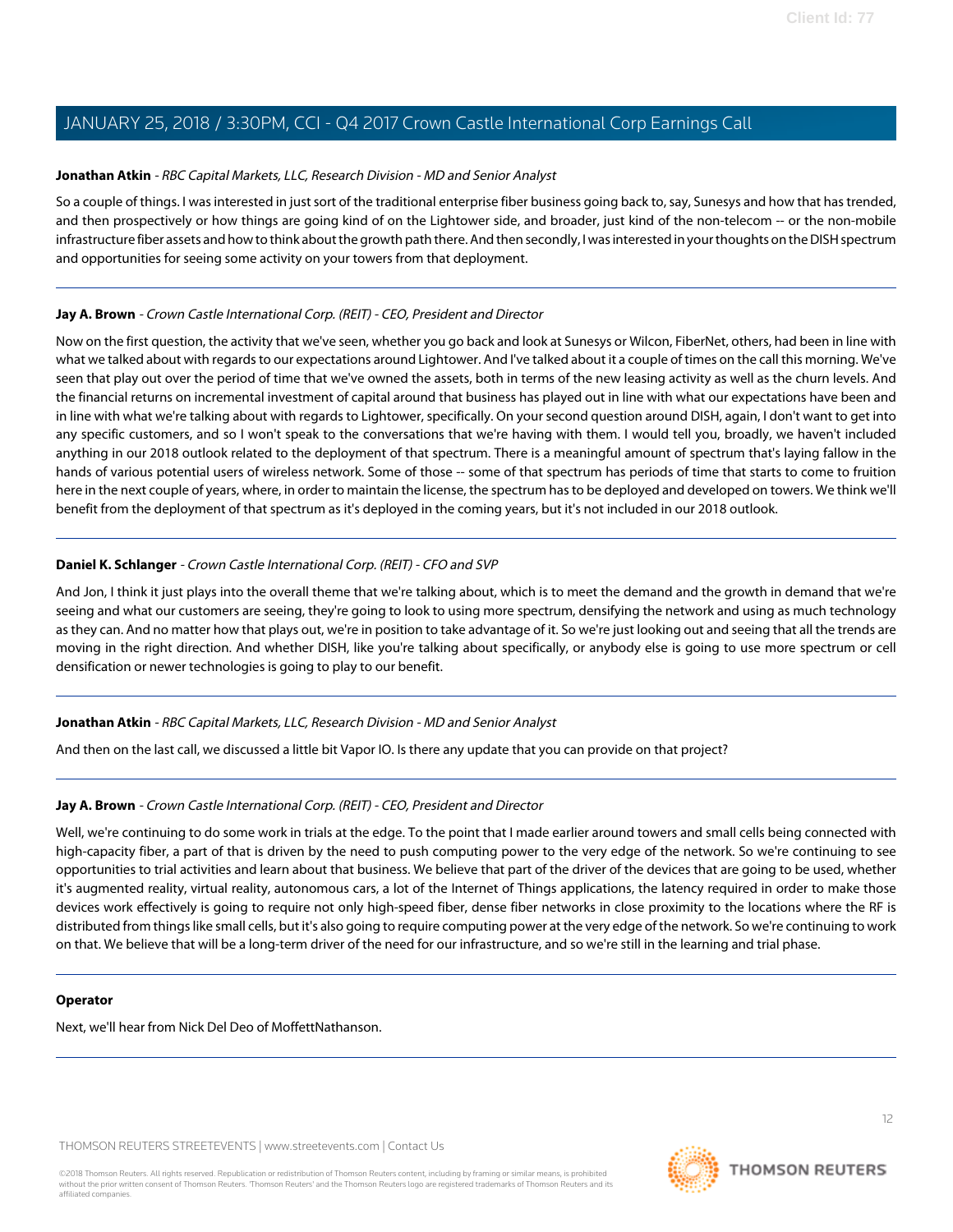**Jonathan Atkin** - *RBC Capital Markets, LLC, Research Division - MD and Senior Analyst*

So a couple of things. I was interested in just sort of the traditional enterprise fiber business going back to, say, Sunesys and how that has trended, and then prospectively or how things are going kind of on the Lightower side, and broader, just kind of the non-telecom -- or the non-mobile infrastructure fiber assets and how to think about the growth path there. And then secondly, I was interested in your thoughts on the DISH spectrum and opportunities for seeing some activity on your towers from that deployment.

---

**Jay A. Brown** - *Crown Castle International Corp. (REIT) - CEO, President and Director*

Now on the first question, the activity that we've seen, whether you go back and look at Sunesys or Wilcon, FiberNet, others, had been in line with what we talked about with regards to our expectations around Lightower. And I've talked about it a couple of times on the call this morning. We've seen that play out over the period of time that we've owned the assets, both in terms of the new leasing activity as well as the churn levels. And the financial returns on incremental investment of capital around that business has played out in line with what our expectations have been and in line with what we're talking about with regards to Lightower, specifically. On your second question around DISH, again, I don't want to get into any specific customers, and so I won't speak to the conversations that we're having with them. I would tell you, broadly, we haven't included anything in our 2018 outlook related to the deployment of that spectrum. There is a meaningful amount of spectrum that's laying fallow in the hands of various potential users of wireless network. Some of those -- some of that spectrum has periods of time that starts to come to fruition here in the next couple of years, where, in order to maintain the license, the spectrum has to be deployed and developed on towers. We think we'll benefit from the deployment of that spectrum as it's deployed in the coming years, but it's not included in our 2018 outlook.

---

**Daniel K. Schlanger** - *Crown Castle International Corp. (REIT) - CFO and SVP*

And Jon, I think it just plays into the overall theme that we're talking about, which is to meet the demand and the growth in demand that we're seeing and what our customers are seeing, they're going to look to using more spectrum, densifying the network and using as much technology as they can. And no matter how that plays out, we're in position to take advantage of it. So we're just looking out and seeing that all the trends are moving in the right direction. And whether DISH, like you're talking about specifically, or anybody else is going to use more spectrum or cell densification or newer technologies is going to play to our benefit.

---

**Jonathan Atkin** - *RBC Capital Markets, LLC, Research Division - MD and Senior Analyst*

And then on the last call, we discussed a little bit Vapor IO. Is there any update that you can provide on that project?

---

**Jay A. Brown** - *Crown Castle International Corp. (REIT) - CEO, President and Director*

Well, we're continuing to do some work in trials at the edge. To the point that I made earlier around towers and small cells being connected with high-capacity fiber, a part of that is driven by the need to push computing power to the very edge of the network. So we're continuing to see opportunities to trial activities and learn about that business. We believe that part of the driver of the devices that are going to be used, whether it's augmented reality, virtual reality, autonomous cars, a lot of the Internet of Things applications, the latency required in order to make those devices work effectively is going to require not only high-speed fiber, dense fiber networks in close proximity to the locations where the RF is distributed from things like small cells, but it's also going to require computing power at the very edge of the network. So we're continuing to work on that. We believe that will be a long-term driver of the need for our infrastructure, and so we're still in the learning and trial phase.

---

**Operator**

Next, we'll hear from Nick Del Deo of MoffettNathanson.

---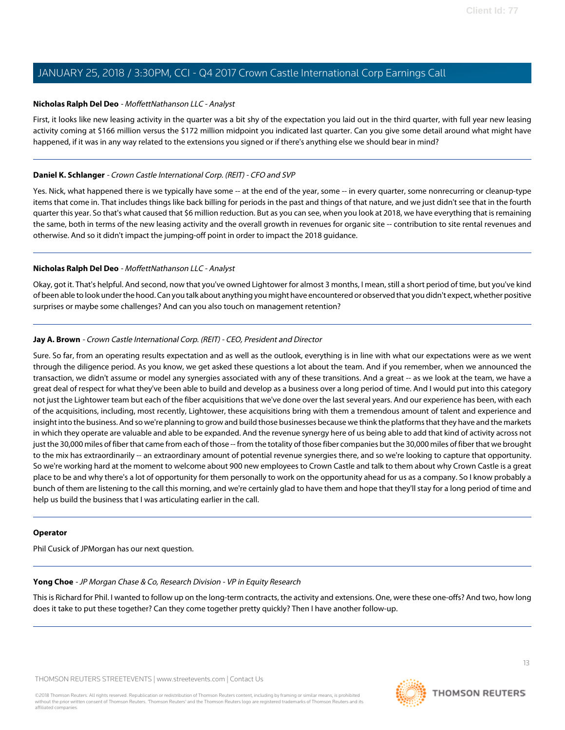**Nicholas Ralph Del Deo** - *MoffettNathanson LLC - Analyst*

First, it looks like new leasing activity in the quarter was a bit shy of the expectation you laid out in the third quarter, with full year new leasing activity coming at $166 million versus the $172 million midpoint you indicated last quarter. Can you give some detail around what might have happened, if it was in any way related to the extensions you signed or if there's anything else we should bear in mind?

---

**Daniel K. Schlanger** - *Crown Castle International Corp. (REIT) - CFO and SVP*

Yes. Nick, what happened there is we typically have some -- at the end of the year, some -- in every quarter, some nonrecurring or cleanup-type items that come in. That includes things like back billing for periods in the past and things of that nature, and we just didn't see that in the fourth quarter this year. So that's what caused that $6 million reduction. But as you can see, when you look at 2018, we have everything that is remaining the same, both in terms of the new leasing activity and the overall growth in revenues for organic site -- contribution to site rental revenues and otherwise. And so it didn't impact the jumping-off point in order to impact the 2018 guidance.

---

**Nicholas Ralph Del Deo** - *MoffettNathanson LLC - Analyst*

Okay, got it. That's helpful. And second, now that you've owned Lightower for almost 3 months, I mean, still a short period of time, but you've kind of been able to look under the hood. Can you talk about anything you might have encountered or observed that you didn't expect, whether positive surprises or maybe some challenges? And can you also touch on management retention?

---

**Jay A. Brown** - *Crown Castle International Corp. (REIT) - CEO, President and Director*

Sure. So far, from an operating results expectation and as well as the outlook, everything is in line with what our expectations were as we went through the diligence period. As you know, we get asked these questions a lot about the team. And if you remember, when we announced the transaction, we didn't assume or model any synergies associated with any of these transitions. And a great -- as we look at the team, we have a great deal of respect for what they've been able to build and develop as a business over a long period of time. And I would put into this category not just the Lightower team but each of the fiber acquisitions that we've done over the last several years. And our experience has been, with each of the acquisitions, including, most recently, Lightower, these acquisitions bring with them a tremendous amount of talent and experience and insight into the business. And so we're planning to grow and build those businesses because we think the platforms that they have and the markets in which they operate are valuable and able to be expanded. And the revenue synergy here of us being able to add that kind of activity across not just the 30,000 miles of fiber that came from each of those -- from the totality of those fiber companies but the 30,000 miles of fiber that we brought to the mix has extraordinarily -- an extraordinary amount of potential revenue synergies there, and so we're looking to capture that opportunity. So we're working hard at the moment to welcome about 900 new employees to Crown Castle and talk to them about why Crown Castle is a great place to be and why there's a lot of opportunity for them personally to work on the opportunity ahead for us as a company. So I know probably a bunch of them are listening to the call this morning, and we're certainly glad to have them and hope that they'll stay for a long period of time and help us build the business that I was articulating earlier in the call.

---

**Operator**

Phil Cusick of JPMorgan has our next question.

---

**Yong Choe** - *JP Morgan Chase & Co, Research Division - VP in Equity Research*

This is Richard for Phil. I wanted to follow up on the long-term contracts, the activity and extensions. One, were these one-offs? And two, how long does it take to put these together? Can they come together pretty quickly? Then I have another follow-up.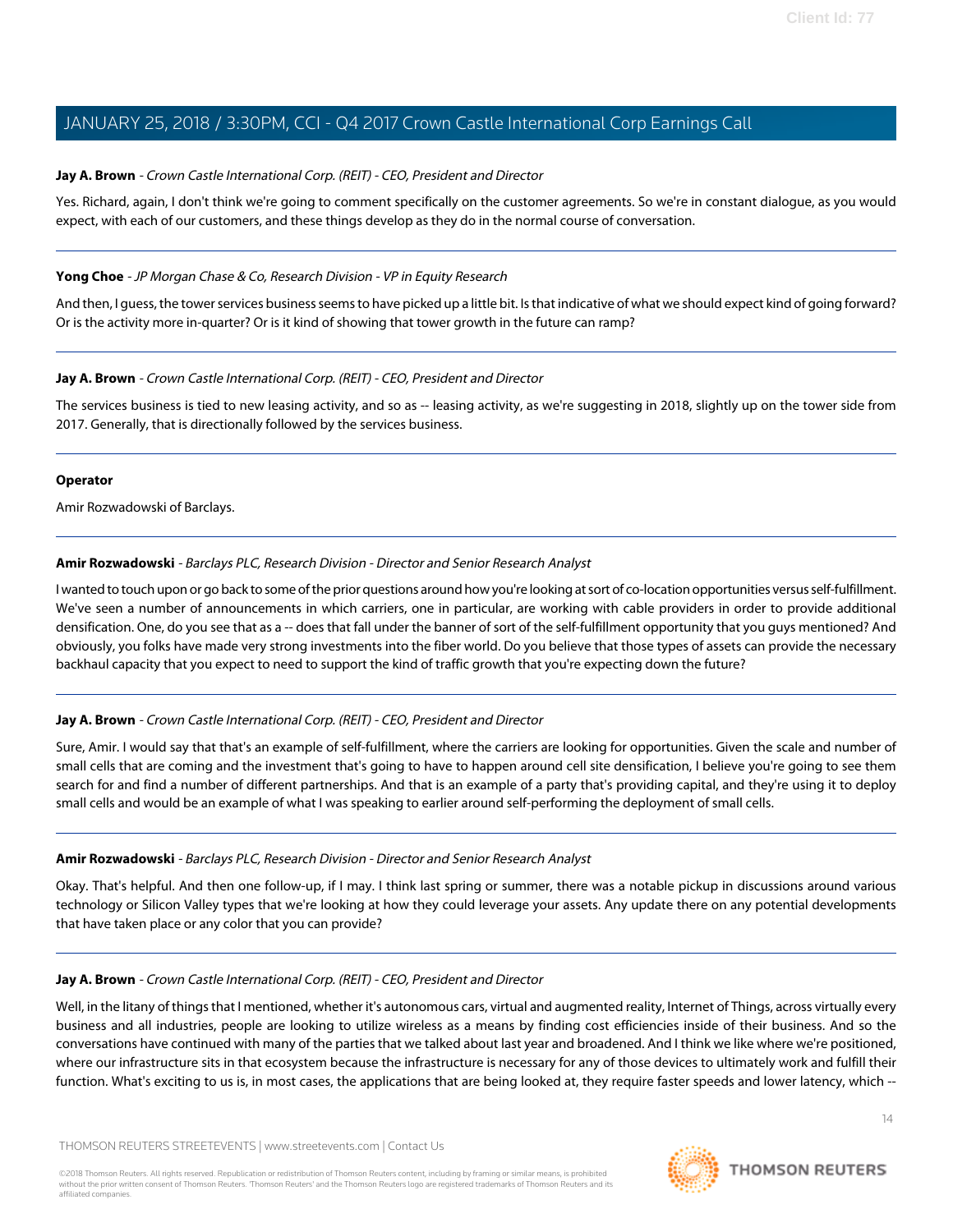**Jay A. Brown** - *Crown Castle International Corp. (REIT) - CEO, President and Director*

Yes. Richard, again, I don't think we're going to comment specifically on the customer agreements. So we're in constant dialogue, as you would expect, with each of our customers, and these things develop as they do in the normal course of conversation.

---

**Yong Choe** - *JP Morgan Chase & Co, Research Division - VP in Equity Research*

And then, I guess, the tower services business seems to have picked up a little bit. Is that indicative of what we should expect kind of going forward? Or is the activity more in-quarter? Or is it kind of showing that tower growth in the future can ramp?

---

**Jay A. Brown** - *Crown Castle International Corp. (REIT) - CEO, President and Director*

The services business is tied to new leasing activity, and so as -- leasing activity, as we're suggesting in 2018, slightly up on the tower side from 2017. Generally, that is directionally followed by the services business.

---

**Operator**

Amir Rozwadowski of Barclays.

---

**Amir Rozwadowski** - *Barclays PLC, Research Division - Director and Senior Research Analyst*

I wanted to touch upon or go back to some of the prior questions around how you're looking at sort of co-location opportunities versus self-fulfillment. We've seen a number of announcements in which carriers, one in particular, are working with cable providers in order to provide additional densification. One, do you see that as a -- does that fall under the banner of sort of the self-fulfillment opportunity that you guys mentioned? And obviously, you folks have made very strong investments into the fiber world. Do you believe that those types of assets can provide the necessary backhaul capacity that you expect to need to support the kind of traffic growth that you're expecting down the future?

---

**Jay A. Brown** - *Crown Castle International Corp. (REIT) - CEO, President and Director*

Sure, Amir. I would say that that's an example of self-fulfillment, where the carriers are looking for opportunities. Given the scale and number of small cells that are coming and the investment that's going to have to happen around cell site densification, I believe you're going to see them search for and find a number of different partnerships. And that is an example of a party that's providing capital, and they're using it to deploy small cells and would be an example of what I was speaking to earlier around self-performing the deployment of small cells.

---

**Amir Rozwadowski** - *Barclays PLC, Research Division - Director and Senior Research Analyst*

Okay. That's helpful. And then one follow-up, if I may. I think last spring or summer, there was a notable pickup in discussions around various technology or Silicon Valley types that we're looking at how they could leverage your assets. Any update there on any potential developments that have taken place or any color that you can provide?

---

**Jay A. Brown** - *Crown Castle International Corp. (REIT) - CEO, President and Director*

Well, in the litany of things that I mentioned, whether it's autonomous cars, virtual and augmented reality, Internet of Things, across virtually every business and all industries, people are looking to utilize wireless as a means by finding cost efficiencies inside of their business. And so the conversations have continued with many of the parties that we talked about last year and broadened. And I think we like where we're positioned, where our infrastructure sits in that ecosystem because the infrastructure is necessary for any of those devices to ultimately work and fulfill their function. What's exciting to us is, in most cases, the applications that are being looked at, they require faster speeds and lower latency, which --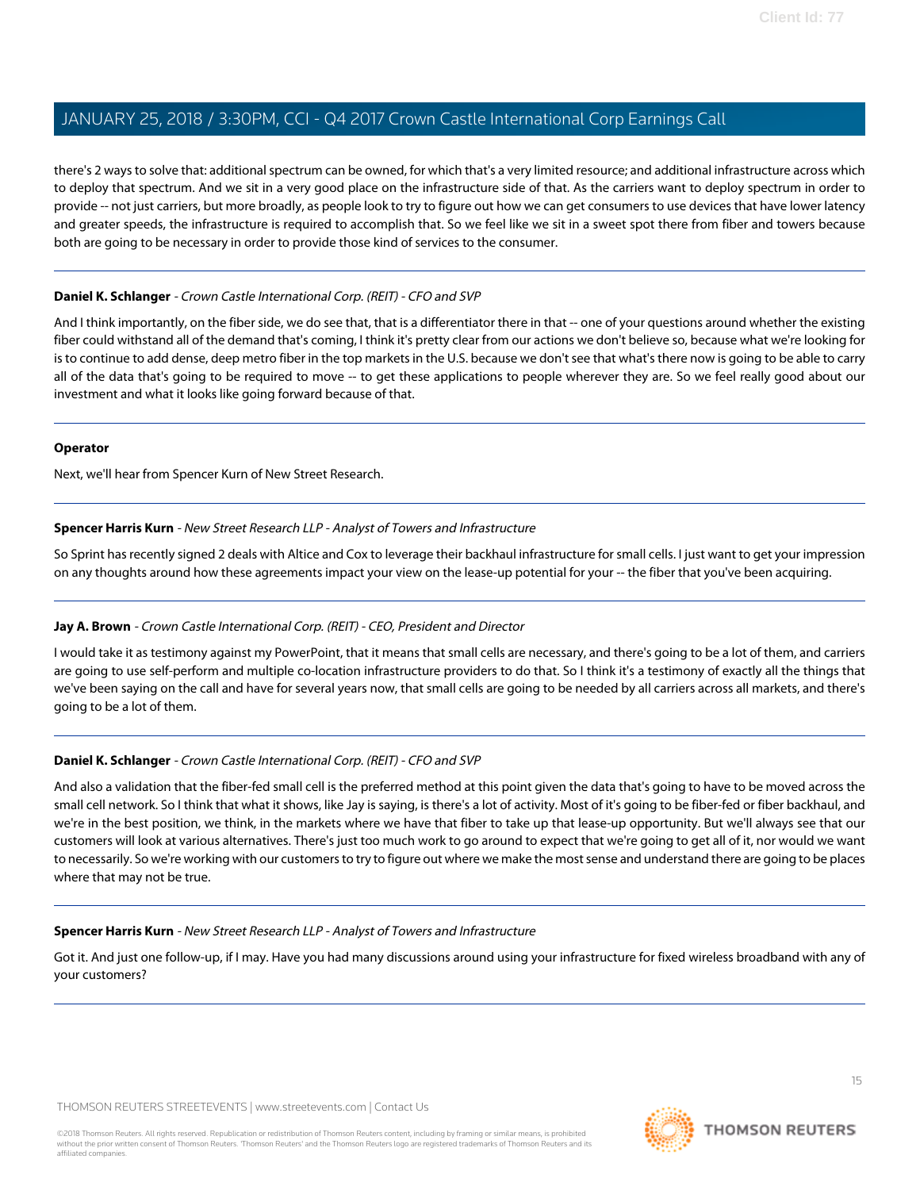there's 2 ways to solve that: additional spectrum can be owned, for which that's a very limited resource; and additional infrastructure across which to deploy that spectrum. And we sit in a very good place on the infrastructure side of that. As the carriers want to deploy spectrum in order to provide -- not just carriers, but more broadly, as people look to try to figure out how we can get consumers to use devices that have lower latency and greater speeds, the infrastructure is required to accomplish that. So we feel like we sit in a sweet spot there from fiber and towers because both are going to be necessary in order to provide those kind of services to the consumer.

---

**Daniel K. Schlanger** - *Crown Castle International Corp. (REIT) - CFO and SVP*

And I think importantly, on the fiber side, we do see that, that is a differentiator there in that -- one of your questions around whether the existing fiber could withstand all of the demand that's coming, I think it's pretty clear from our actions we don't believe so, because what we're looking for is to continue to add dense, deep metro fiber in the top markets in the U.S. because we don't see that what's there now is going to be able to carry all of the data that's going to be required to move -- to get these applications to people wherever they are. So we feel really good about our investment and what it looks like going forward because of that.

---

**Operator**

Next, we'll hear from Spencer Kurn of New Street Research.

---

**Spencer Harris Kurn** - *New Street Research LLP - Analyst of Towers and Infrastructure*

So Sprint has recently signed 2 deals with Altice and Cox to leverage their backhaul infrastructure for small cells. I just want to get your impression on any thoughts around how these agreements impact your view on the lease-up potential for your -- the fiber that you've been acquiring.

---

**Jay A. Brown** - *Crown Castle International Corp. (REIT) - CEO, President and Director*

I would take it as testimony against my PowerPoint, that it means that small cells are necessary, and there's going to be a lot of them, and carriers are going to use self-perform and multiple co-location infrastructure providers to do that. So I think it's a testimony of exactly all the things that we've been saying on the call and have for several years now, that small cells are going to be needed by all carriers across all markets, and there's going to be a lot of them.

---

**Daniel K. Schlanger** - *Crown Castle International Corp. (REIT) - CFO and SVP*

And also a validation that the fiber-fed small cell is the preferred method at this point given the data that's going to have to be moved across the small cell network. So I think that what it shows, like Jay is saying, is there's a lot of activity. Most of it's going to be fiber-fed or fiber backhaul, and we're in the best position, we think, in the markets where we have that fiber to take up that lease-up opportunity. But we'll always see that our customers will look at various alternatives. There's just too much work to go around to expect that we're going to get all of it, nor would we want to necessarily. So we're working with our customers to try to figure out where we make the most sense and understand there are going to be places where that may not be true.

---

**Spencer Harris Kurn** - *New Street Research LLP - Analyst of Towers and Infrastructure*

Got it. And just one follow-up, if I may. Have you had many discussions around using your infrastructure for fixed wireless broadband with any of your customers?

---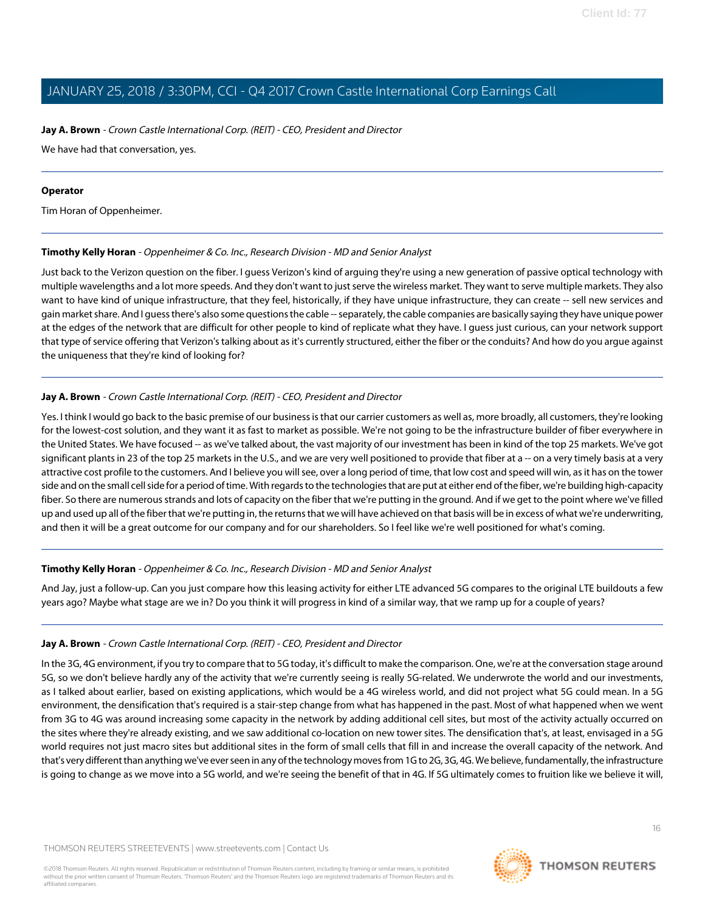**Jay A. Brown** - *Crown Castle International Corp. (REIT) - CEO, President and Director*

We have had that conversation, yes.

---

**Operator**

Tim Horan of Oppenheimer.

---

**Timothy Kelly Horan** - *Oppenheimer & Co. Inc., Research Division - MD and Senior Analyst*

Just back to the Verizon question on the fiber. I guess Verizon's kind of arguing they're using a new generation of passive optical technology with multiple wavelengths and a lot more speeds. And they don't want to just serve the wireless market. They want to serve multiple markets. They also want to have kind of unique infrastructure, that they feel, historically, if they have unique infrastructure, they can create -- sell new services and gain market share. And I guess there's also some questions the cable -- separately, the cable companies are basically saying they have unique power at the edges of the network that are difficult for other people to kind of replicate what they have. I guess just curious, can your network support that type of service offering that Verizon's talking about as it's currently structured, either the fiber or the conduits? And how do you argue against the uniqueness that they're kind of looking for?

---

**Jay A. Brown** - *Crown Castle International Corp. (REIT) - CEO, President and Director*

Yes. I think I would go back to the basic premise of our business is that our carrier customers as well as, more broadly, all customers, they're looking for the lowest-cost solution, and they want it as fast to market as possible. We're not going to be the infrastructure builder of fiber everywhere in the United States. We have focused -- as we've talked about, the vast majority of our investment has been in kind of the top 25 markets. We've got significant plants in 23 of the top 25 markets in the U.S., and we are very well positioned to provide that fiber at a -- on a very timely basis at a very attractive cost profile to the customers. And I believe you will see, over a long period of time, that low cost and speed will win, as it has on the tower side and on the small cell side for a period of time. With regards to the technologies that are put at either end of the fiber, we're building high-capacity fiber. So there are numerous strands and lots of capacity on the fiber that we're putting in the ground. And if we get to the point where we've filled up and used up all of the fiber that we're putting in, the returns that we will have achieved on that basis will be in excess of what we're underwriting, and then it will be a great outcome for our company and for our shareholders. So I feel like we're well positioned for what's coming.

---

**Timothy Kelly Horan** - *Oppenheimer & Co. Inc., Research Division - MD and Senior Analyst*

And Jay, just a follow-up. Can you just compare how this leasing activity for either LTE advanced 5G compares to the original LTE buildouts a few years ago? Maybe what stage are we in? Do you think it will progress in kind of a similar way, that we ramp up for a couple of years?

---

**Jay A. Brown** - *Crown Castle International Corp. (REIT) - CEO, President and Director*

In the 3G, 4G environment, if you try to compare that to 5G today, it's difficult to make the comparison. One, we're at the conversation stage around 5G, so we don't believe hardly any of the activity that we're currently seeing is really 5G-related. We underwrote the world and our investments, as I talked about earlier, based on existing applications, which would be a 4G wireless world, and did not project what 5G could mean. In a 5G environment, the densification that's required is a stair-step change from what has happened in the past. Most of what happened when we went from 3G to 4G was around increasing some capacity in the network by adding additional cell sites, but most of the activity actually occurred on the sites where they're already existing, and we saw additional co-location on new tower sites. The densification that's, at least, envisaged in a 5G world requires not just macro sites but additional sites in the form of small cells that fill in and increase the overall capacity of the network. And that's very different than anything we've ever seen in any of the technology moves from 1G to 2G, 3G, 4G. We believe, fundamentally, the infrastructure is going to change as we move into a 5G world, and we're seeing the benefit of that in 4G. If 5G ultimately comes to fruition like we believe it will,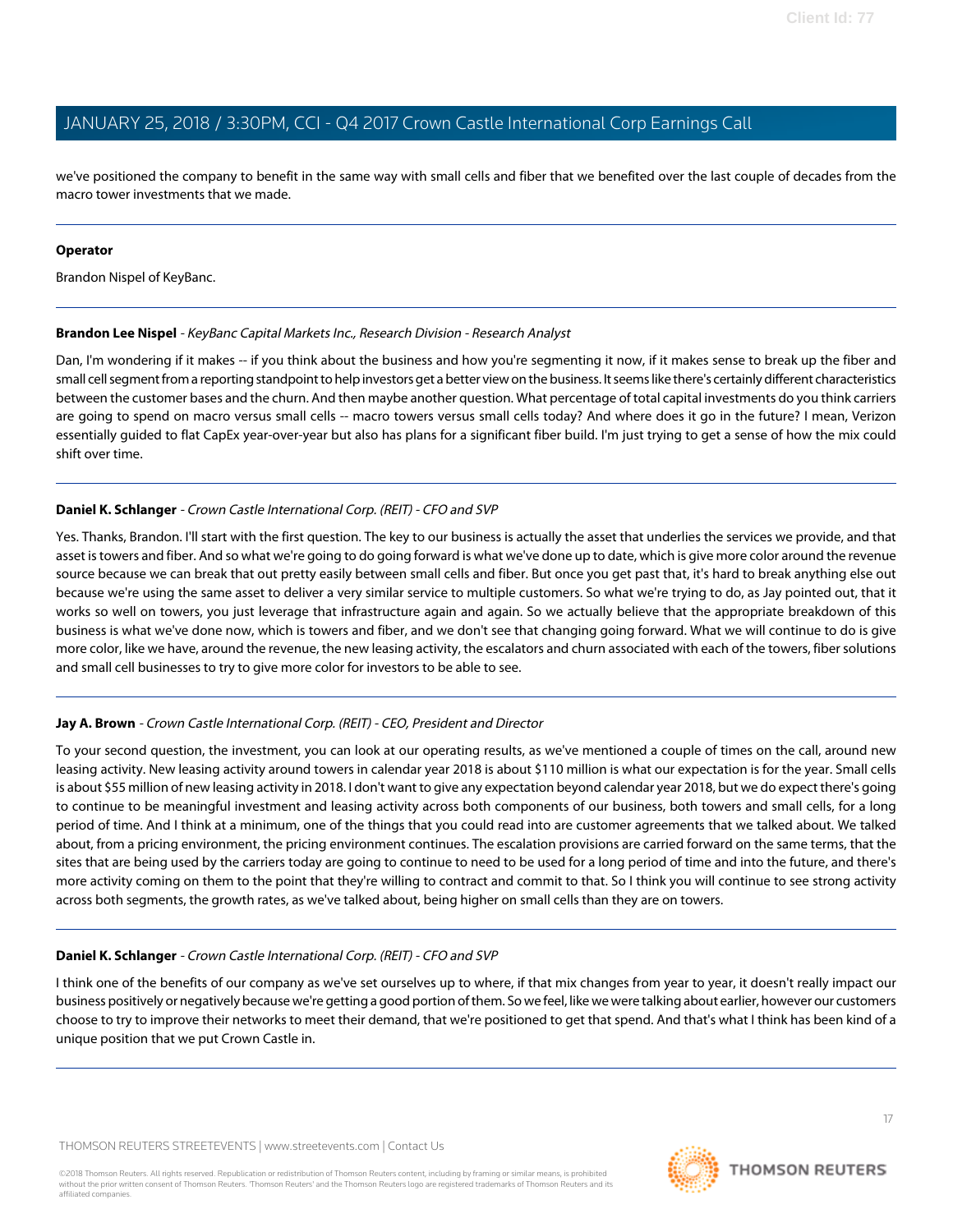we've positioned the company to benefit in the same way with small cells and fiber that we benefited over the last couple of decades from the macro tower investments that we made.

---

**Operator**

Brandon Nispel of KeyBanc.

---

**Brandon Lee Nispel** - *KeyBanc Capital Markets Inc., Research Division - Research Analyst*

Dan, I'm wondering if it makes -- if you think about the business and how you're segmenting it now, if it makes sense to break up the fiber and small cell segment from a reporting standpoint to help investors get a better view on the business. It seems like there's certainly different characteristics between the customer bases and the churn. And then maybe another question. What percentage of total capital investments do you think carriers are going to spend on macro versus small cells -- macro towers versus small cells today? And where does it go in the future? I mean, Verizon essentially guided to flat CapEx year-over-year but also has plans for a significant fiber build. I'm just trying to get a sense of how the mix could shift over time.

---

**Daniel K. Schlanger** - *Crown Castle International Corp. (REIT) - CFO and SVP*

Yes. Thanks, Brandon. I'll start with the first question. The key to our business is actually the asset that underlies the services we provide, and that asset is towers and fiber. And so what we're going to do going forward is what we've done up to date, which is give more color around the revenue source because we can break that out pretty easily between small cells and fiber. But once you get past that, it's hard to break anything else out because we're using the same asset to deliver a very similar service to multiple customers. So what we're trying to do, as Jay pointed out, that it works so well on towers, you just leverage that infrastructure again and again. So we actually believe that the appropriate breakdown of this business is what we've done now, which is towers and fiber, and we don't see that changing going forward. What we will continue to do is give more color, like we have, around the revenue, the new leasing activity, the escalators and churn associated with each of the towers, fiber solutions and small cell businesses to try to give more color for investors to be able to see.

---

**Jay A. Brown** - *Crown Castle International Corp. (REIT) - CEO, President and Director*

To your second question, the investment, you can look at our operating results, as we've mentioned a couple of times on the call, around new leasing activity. New leasing activity around towers in calendar year 2018 is about $110 million is what our expectation is for the year. Small cells is about $55 million of new leasing activity in 2018. I don't want to give any expectation beyond calendar year 2018, but we do expect there's going to continue to be meaningful investment and leasing activity across both components of our business, both towers and small cells, for a long period of time. And I think at a minimum, one of the things that you could read into are customer agreements that we talked about. We talked about, from a pricing environment, the pricing environment continues. The escalation provisions are carried forward on the same terms, that the sites that are being used by the carriers today are going to continue to need to be used for a long period of time and into the future, and there's more activity coming on them to the point that they're willing to contract and commit to that. So I think you will continue to see strong activity across both segments, the growth rates, as we've talked about, being higher on small cells than they are on towers.

---

**Daniel K. Schlanger** - *Crown Castle International Corp. (REIT) - CFO and SVP*

I think one of the benefits of our company as we've set ourselves up to where, if that mix changes from year to year, it doesn't really impact our business positively or negatively because we're getting a good portion of them. So we feel, like we were talking about earlier, however our customers choose to try to improve their networks to meet their demand, that we're positioned to get that spend. And that's what I think has been kind of a unique position that we put Crown Castle in.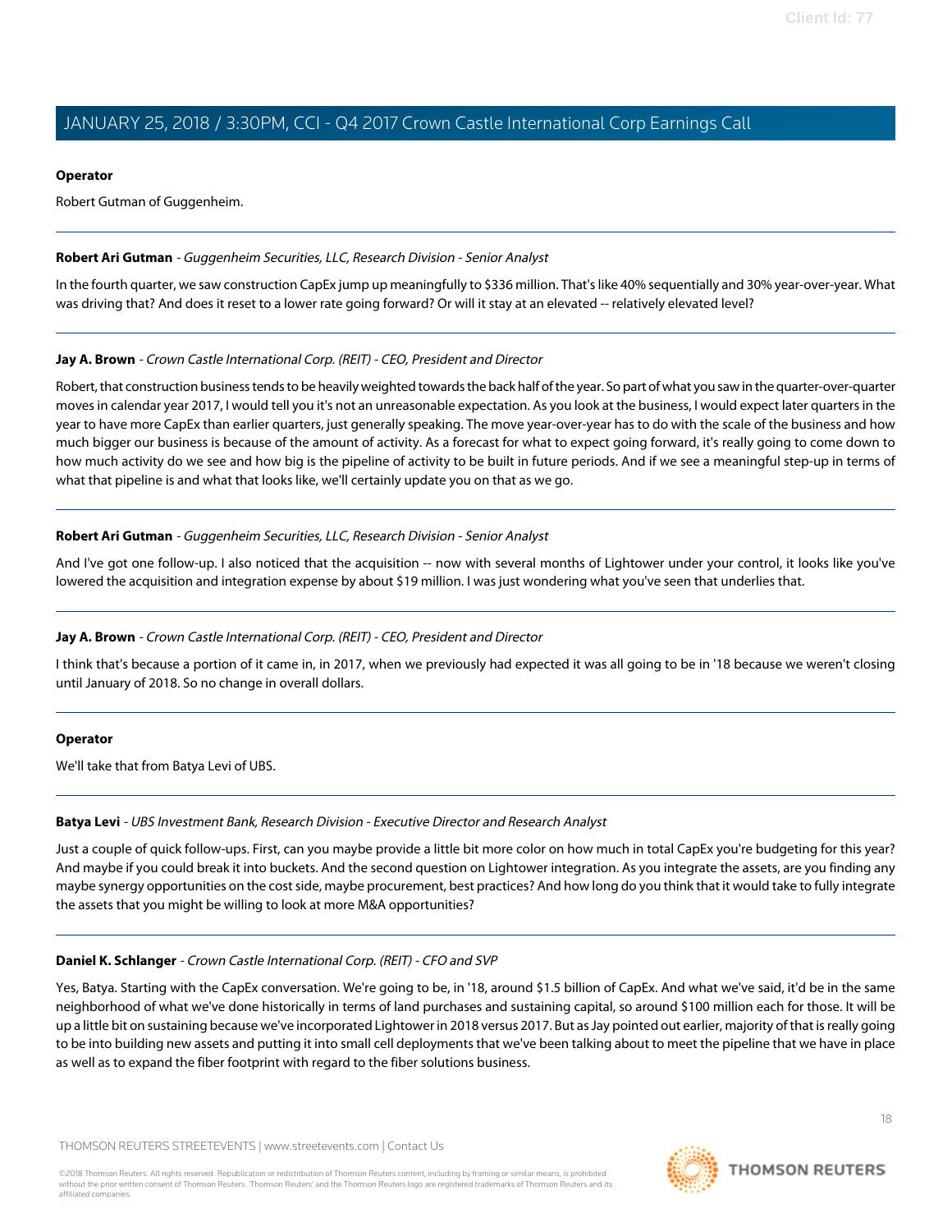**Operator**

Robert Gutman of Guggenheim.

---

**Robert Ari Gutman** - *Guggenheim Securities, LLC, Research Division - Senior Analyst*

In the fourth quarter, we saw construction CapEx jump up meaningfully to $336 million. That's like 40% sequentially and 30% year-over-year. What was driving that? And does it reset to a lower rate going forward? Or will it stay at an elevated -- relatively elevated level?

---

**Jay A. Brown** - *Crown Castle International Corp. (REIT) - CEO, President and Director*

Robert, that construction business tends to be heavily weighted towards the back half of the year. So part of what you saw in the quarter-over-quarter moves in calendar year 2017, I would tell you it's not an unreasonable expectation. As you look at the business, I would expect later quarters in the year to have more CapEx than earlier quarters, just generally speaking. The move year-over-year has to do with the scale of the business and how much bigger our business is because of the amount of activity. As a forecast for what to expect going forward, it's really going to come down to how much activity do we see and how big is the pipeline of activity to be built in future periods. And if we see a meaningful step-up in terms of what that pipeline is and what that looks like, we'll certainly update you on that as we go.

---

**Robert Ari Gutman** - *Guggenheim Securities, LLC, Research Division - Senior Analyst*

And I've got one follow-up. I also noticed that the acquisition -- now with several months of Lightower under your control, it looks like you've lowered the acquisition and integration expense by about $19 million. I was just wondering what you've seen that underlies that.

---

**Jay A. Brown** - *Crown Castle International Corp. (REIT) - CEO, President and Director*

I think that's because a portion of it came in, in 2017, when we previously had expected it was all going to be in '18 because we weren't closing until January of 2018. So no change in overall dollars.

---

**Operator**

We'll take that from Batya Levi of UBS.

---

**Batya Levi** - *UBS Investment Bank, Research Division - Executive Director and Research Analyst*

Just a couple of quick follow-ups. First, can you maybe provide a little bit more color on how much in total CapEx you're budgeting for this year? And maybe if you could break it into buckets. And the second question on Lightower integration. As you integrate the assets, are you finding any maybe synergy opportunities on the cost side, maybe procurement, best practices? And how long do you think that it would take to fully integrate the assets that you might be willing to look at more M&A opportunities?

---

**Daniel K. Schlanger** - *Crown Castle International Corp. (REIT) - CFO and SVP*

Yes, Batya. Starting with the CapEx conversation. We're going to be, in '18, around $1.5 billion of CapEx. And what we've said, it'd be in the same neighborhood of what we've done historically in terms of land purchases and sustaining capital, so around $100 million each for those. It will be up a little bit on sustaining because we've incorporated Lightower in 2018 versus 2017. But as Jay pointed out earlier, majority of that is really going to be into building new assets and putting it into small cell deployments that we've been talking about to meet the pipeline that we have in place as well as to expand the fiber footprint with regard to the fiber solutions business.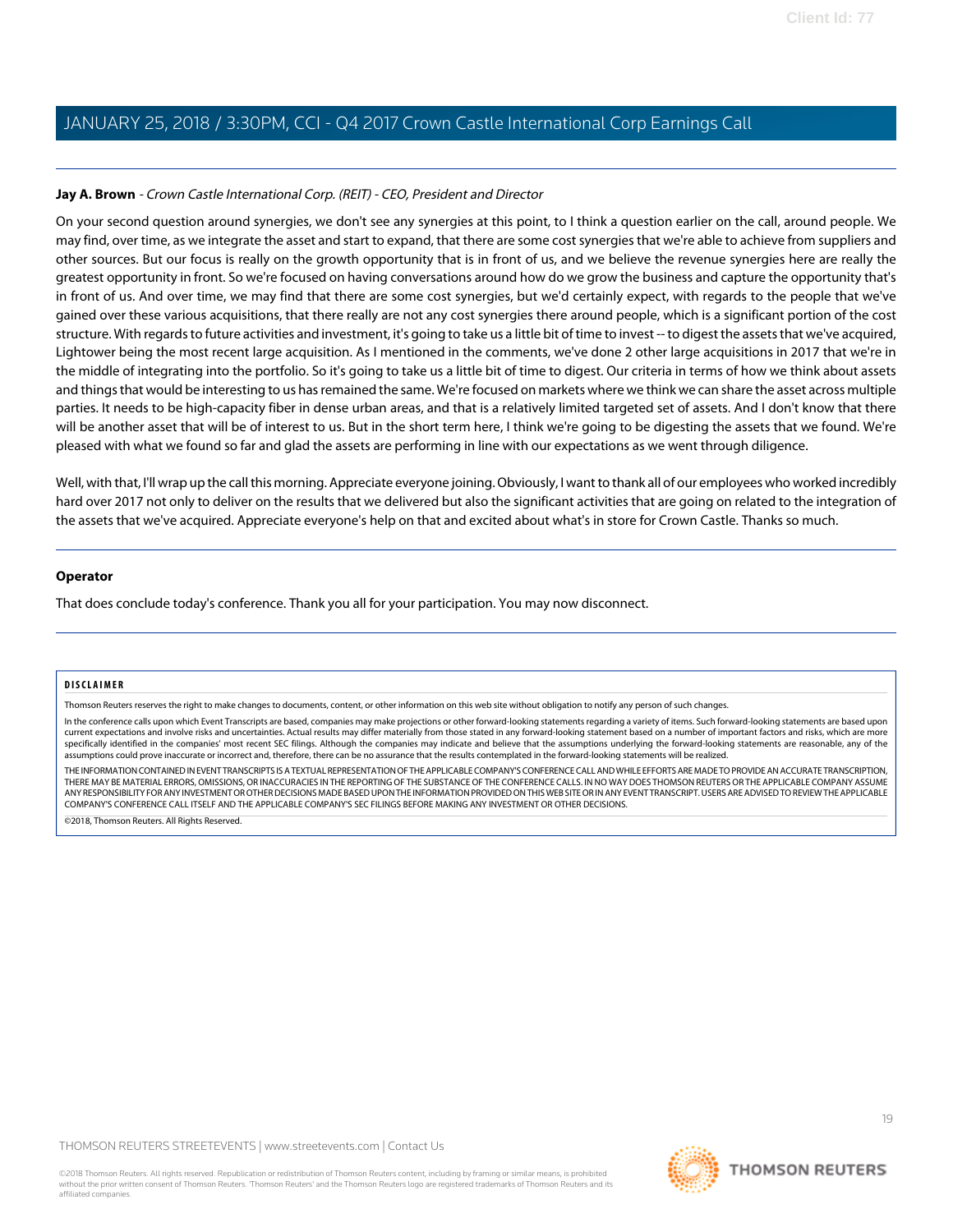**Jay A. Brown** - *Crown Castle International Corp. (REIT) - CEO, President and Director*

On your second question around synergies, we don't see any synergies at this point, to I think a question earlier on the call, around people. We may find, over time, as we integrate the asset and start to expand, that there are some cost synergies that we're able to achieve from suppliers and other sources. But our focus is really on the growth opportunity that is in front of us, and we believe the revenue synergies here are really the greatest opportunity in front. So we're focused on having conversations around how do we grow the business and capture the opportunity that's in front of us. And over time, we may find that there are some cost synergies, but we'd certainly expect, with regards to the people that we've gained over these various acquisitions, that there really are not any cost synergies there around people, which is a significant portion of the cost structure. With regards to future activities and investment, it's going to take us a little bit of time to invest -- to digest the assets that we've acquired, Lightower being the most recent large acquisition. As I mentioned in the comments, we've done 2 other large acquisitions in 2017 that we're in the middle of integrating into the portfolio. So it's going to take us a little bit of time to digest. Our criteria in terms of how we think about assets and things that would be interesting to us has remained the same. We're focused on markets where we think we can share the asset across multiple parties. It needs to be high-capacity fiber in dense urban areas, and that is a relatively limited targeted set of assets. And I don't know that there will be another asset that will be of interest to us. But in the short term here, I think we're going to be digesting the assets that we found. We're pleased with what we found so far and glad the assets are performing in line with our expectations as we went through diligence.

Well, with that, I'll wrap up the call this morning. Appreciate everyone joining. Obviously, I want to thank all of our employees who worked incredibly hard over 2017 not only to deliver on the results that we delivered but also the significant activities that are going on related to the integration of the assets that we've acquired. Appreciate everyone's help on that and excited about what's in store for Crown Castle. Thanks so much.

---

**Operator**

That does conclude today's conference. Thank you all for your participation. You may now disconnect.

---

**DISCLAIMER**

Thomson Reuters reserves the right to make changes to documents, content, or other information on this web site without obligation to notify any person of such changes.

In the conference calls upon which Event Transcripts are based, companies may make projections or other forward-looking statements regarding a variety of items. Such forward-looking statements are based upon current expectations and involve risks and uncertainties. Actual results may differ materially from those stated in any forward-looking statement based on a number of important factors and risks, which are more specifically identified in the companies' most recent SEC filings. Although the companies may indicate and believe that the assumptions underlying the forward-looking statements are reasonable, any of the assumptions could prove inaccurate or incorrect and, therefore, there can be no assurance that the results contemplated in the forward-looking statements will be realized.

THE INFORMATION CONTAINED IN EVENT TRANSCRIPTS IS A TEXTUAL REPRESENTATION OF THE APPLICABLE COMPANY'S CONFERENCE CALL AND WHILE EFFORTS ARE MADE TO PROVIDE AN ACCURATE TRANSCRIPTION, THERE MAY BE MATERIAL ERRORS, OMISSIONS, OR INACCURACIES IN THE REPORTING OF THE SUBSTANCE OF THE CONFERENCE CALLS. IN NO WAY DOES THOMSON REUTERS OR THE APPLICABLE COMPANY ASSUME ANY RESPONSIBILITY FOR ANY INVESTMENT OR OTHER DECISIONS MADE BASED UPON THE INFORMATION PROVIDED ON THIS WEB SITE OR IN ANY EVENT TRANSCRIPT. USERS ARE ADVISED TO REVIEW THE APPLICABLE COMPANY'S CONFERENCE CALL ITSELF AND THE APPLICABLE COMPANY'S SEC FILINGS BEFORE MAKING ANY INVESTMENT OR OTHER DECISIONS.

©2018, Thomson Reuters. All Rights Reserved.